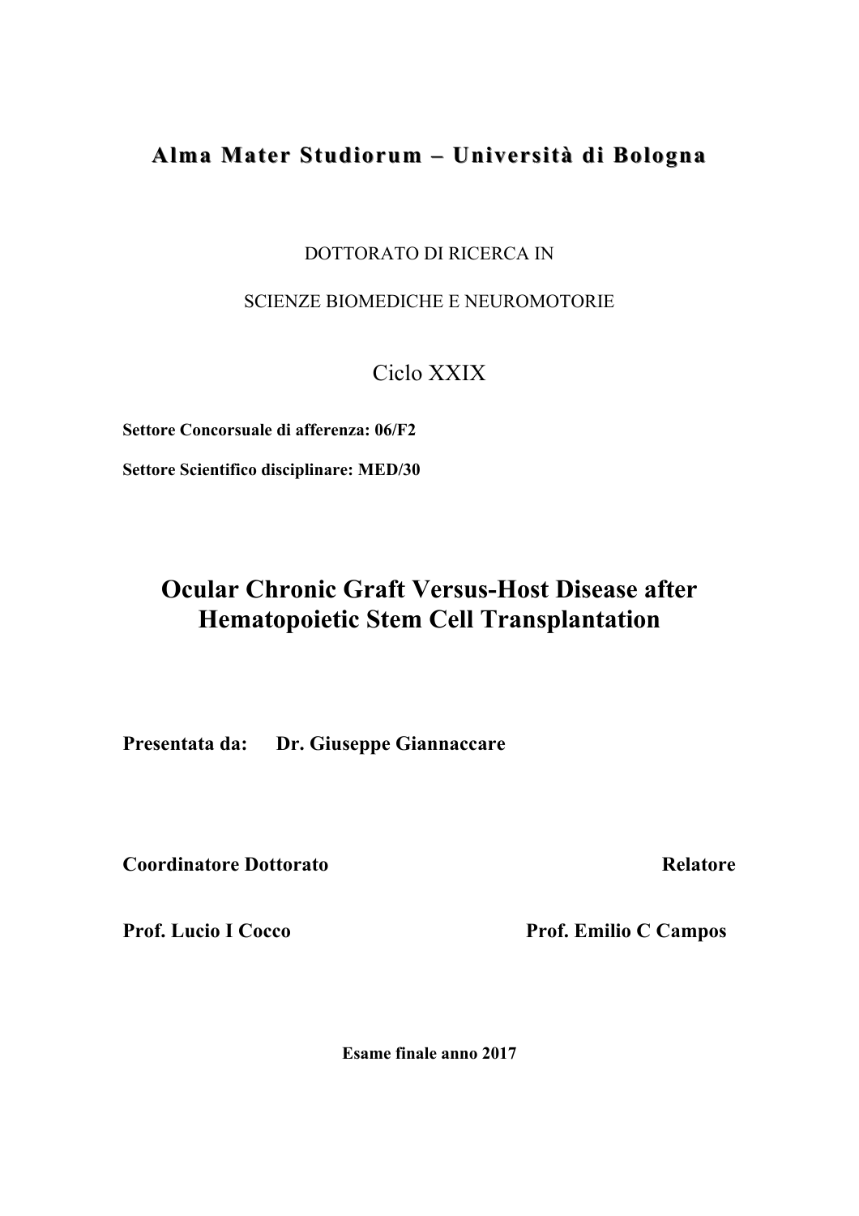**Alma Mater Studiorum – Università di Bologna**

DOTTORATO DI RICERCA IN

SCIENZE BIOMEDICHE E NEUROMOTORIE

Ciclo XXIX

**Settore Concorsuale di afferenza: 06/F2**

**Settore Scientifico disciplinare: MED/30**

# Ocular Chronic Graft Versus-Host Disease after Hematopoietic Stem Cell Transplantation

**Presentata da:** **Dr. Giuseppe Giannaccare**

**Coordinatore Dottorato** — **Relatore**

**Prof. Lucio I Cocco** — **Prof. Emilio C Campos**

**Esame finale anno 2017**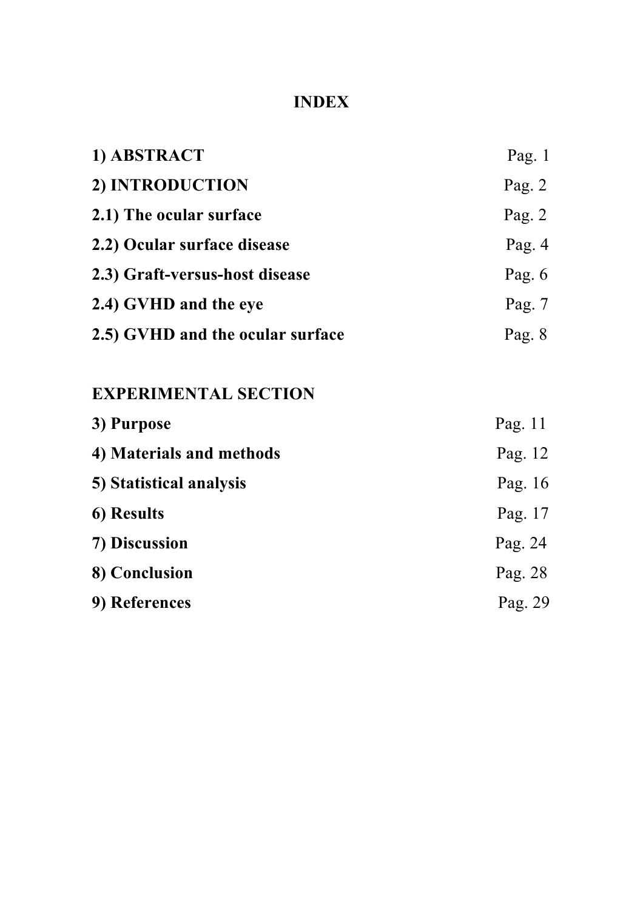# INDEX

| | |
|---|---|
| **1) ABSTRACT** | Pag. 1 |
| **2) INTRODUCTION** | Pag. 2 |
| **2.1) The ocular surface** | Pag. 2 |
| **2.2) Ocular surface disease** | Pag. 4 |
| **2.3) Graft-versus-host disease** | Pag. 6 |
| **2.4) GVHD and the eye** | Pag. 7 |
| **2.5) GVHD and the ocular surface** | Pag. 8 |
| | |
| **EXPERIMENTAL SECTION** | |
| **3) Purpose** | Pag. 11 |
| **4) Materials and methods** | Pag. 12 |
| **5) Statistical analysis** | Pag. 16 |
| **6) Results** | Pag. 17 |
| **7) Discussion** | Pag. 24 |
| **8) Conclusion** | Pag. 28 |
| **9) References** | Pag. 29 |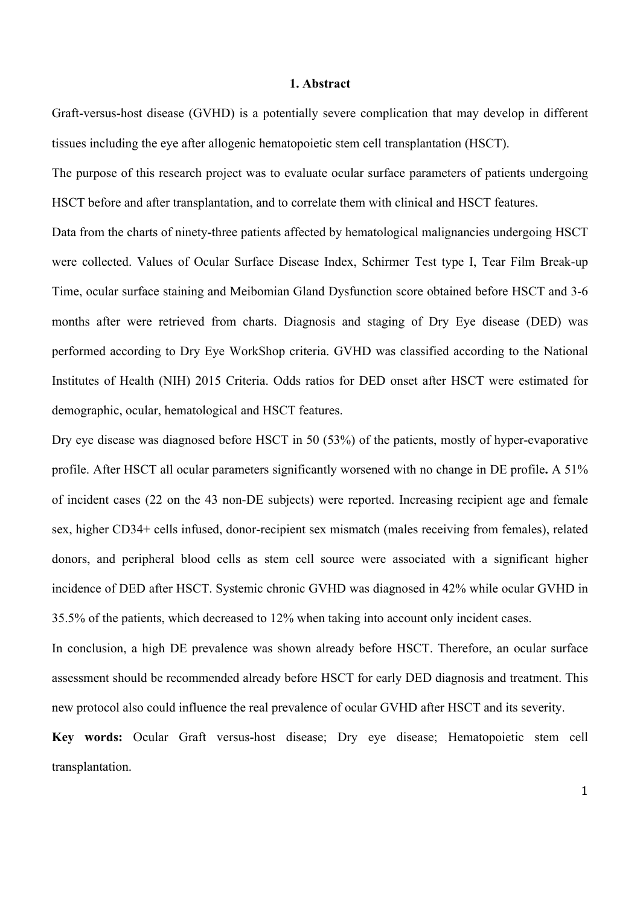# 1. Abstract

Graft-versus-host disease (GVHD) is a potentially severe complication that may develop in different tissues including the eye after allogenic hematopoietic stem cell transplantation (HSCT).

The purpose of this research project was to evaluate ocular surface parameters of patients undergoing HSCT before and after transplantation, and to correlate them with clinical and HSCT features.

Data from the charts of ninety-three patients affected by hematological malignancies undergoing HSCT were collected. Values of Ocular Surface Disease Index, Schirmer Test type I, Tear Film Break-up Time, ocular surface staining and Meibomian Gland Dysfunction score obtained before HSCT and 3-6 months after were retrieved from charts. Diagnosis and staging of Dry Eye disease (DED) was performed according to Dry Eye WorkShop criteria. GVHD was classified according to the National Institutes of Health (NIH) 2015 Criteria. Odds ratios for DED onset after HSCT were estimated for demographic, ocular, hematological and HSCT features.

Dry eye disease was diagnosed before HSCT in 50 (53%) of the patients, mostly of hyper-evaporative profile. After HSCT all ocular parameters significantly worsened with no change in DE profile**.** A 51% of incident cases (22 on the 43 non-DE subjects) were reported. Increasing recipient age and female sex, higher CD34+ cells infused, donor-recipient sex mismatch (males receiving from females), related donors, and peripheral blood cells as stem cell source were associated with a significant higher incidence of DED after HSCT. Systemic chronic GVHD was diagnosed in 42% while ocular GVHD in 35.5% of the patients, which decreased to 12% when taking into account only incident cases.

In conclusion, a high DE prevalence was shown already before HSCT. Therefore, an ocular surface assessment should be recommended already before HSCT for early DED diagnosis and treatment. This new protocol also could influence the real prevalence of ocular GVHD after HSCT and its severity.

**Key words:** Ocular Graft versus-host disease; Dry eye disease; Hematopoietic stem cell transplantation.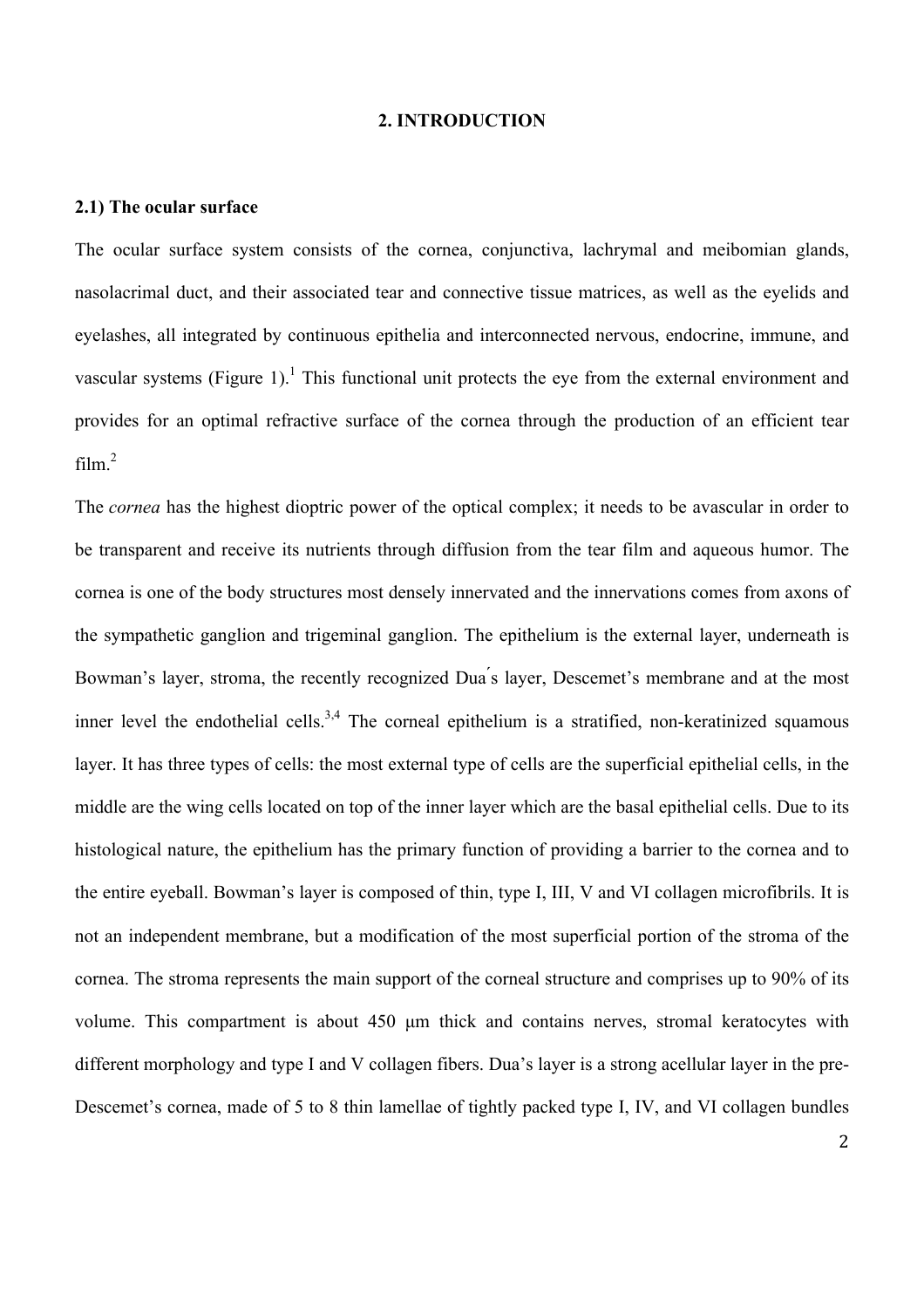# 2. INTRODUCTION

## 2.1) The ocular surface

The ocular surface system consists of the cornea, conjunctiva, lachrymal and meibomian glands, nasolacrimal duct, and their associated tear and connective tissue matrices, as well as the eyelids and eyelashes, all integrated by continuous epithelia and interconnected nervous, endocrine, immune, and vascular systems (Figure 1).[1] This functional unit protects the eye from the external environment and provides for an optimal refractive surface of the cornea through the production of an efficient tear film.[2]

The *cornea* has the highest dioptric power of the optical complex; it needs to be avascular in order to be transparent and receive its nutrients through diffusion from the tear film and aqueous humor. The cornea is one of the body structures most densely innervated and the innervations comes from axons of the sympathetic ganglion and trigeminal ganglion. The epithelium is the external layer, underneath is Bowman's layer, stroma, the recently recognized Dua ́s layer, Descemet's membrane and at the most inner level the endothelial cells.[3,4] The corneal epithelium is a stratified, non-keratinized squamous layer. It has three types of cells: the most external type of cells are the superficial epithelial cells, in the middle are the wing cells located on top of the inner layer which are the basal epithelial cells. Due to its histological nature, the epithelium has the primary function of providing a barrier to the cornea and to the entire eyeball. Bowman's layer is composed of thin, type I, III, V and VI collagen microfibrils. It is not an independent membrane, but a modification of the most superficial portion of the stroma of the cornea. The stroma represents the main support of the corneal structure and comprises up to 90% of its volume. This compartment is about 450 μm thick and contains nerves, stromal keratocytes with different morphology and type I and V collagen fibers. Dua's layer is a strong acellular layer in the pre-Descemet's cornea, made of 5 to 8 thin lamellae of tightly packed type I, IV, and VI collagen bundles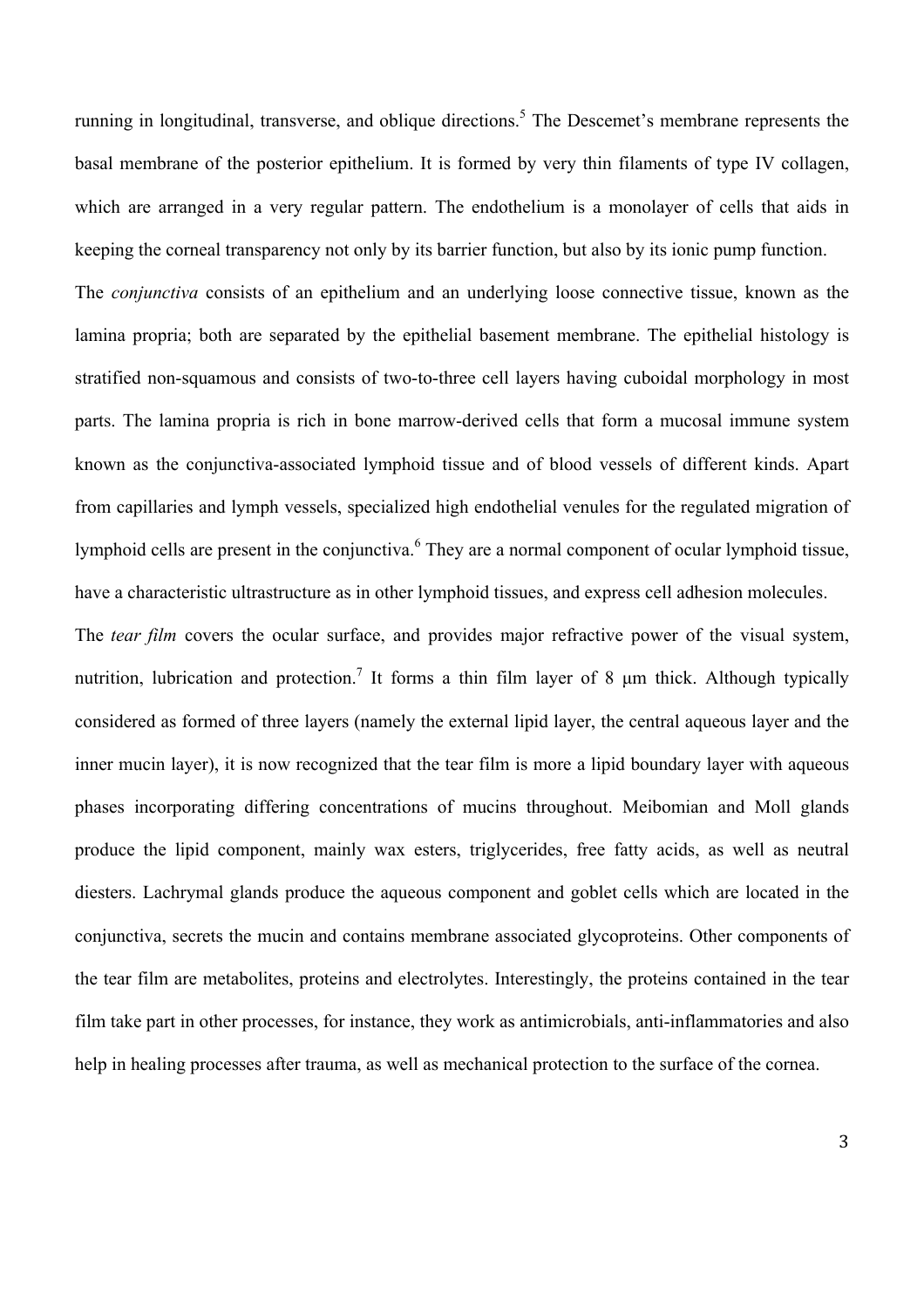running in longitudinal, transverse, and oblique directions.[5] The Descemet's membrane represents the basal membrane of the posterior epithelium. It is formed by very thin filaments of type IV collagen, which are arranged in a very regular pattern. The endothelium is a monolayer of cells that aids in keeping the corneal transparency not only by its barrier function, but also by its ionic pump function.

The *conjunctiva* consists of an epithelium and an underlying loose connective tissue, known as the lamina propria; both are separated by the epithelial basement membrane. The epithelial histology is stratified non-squamous and consists of two-to-three cell layers having cuboidal morphology in most parts. The lamina propria is rich in bone marrow-derived cells that form a mucosal immune system known as the conjunctiva-associated lymphoid tissue and of blood vessels of different kinds. Apart from capillaries and lymph vessels, specialized high endothelial venules for the regulated migration of lymphoid cells are present in the conjunctiva.[6] They are a normal component of ocular lymphoid tissue, have a characteristic ultrastructure as in other lymphoid tissues, and express cell adhesion molecules.

The *tear film* covers the ocular surface, and provides major refractive power of the visual system, nutrition, lubrication and protection.[7] It forms a thin film layer of 8 μm thick. Although typically considered as formed of three layers (namely the external lipid layer, the central aqueous layer and the inner mucin layer), it is now recognized that the tear film is more a lipid boundary layer with aqueous phases incorporating differing concentrations of mucins throughout. Meibomian and Moll glands produce the lipid component, mainly wax esters, triglycerides, free fatty acids, as well as neutral diesters. Lachrymal glands produce the aqueous component and goblet cells which are located in the conjunctiva, secrets the mucin and contains membrane associated glycoproteins. Other components of the tear film are metabolites, proteins and electrolytes. Interestingly, the proteins contained in the tear film take part in other processes, for instance, they work as antimicrobials, anti-inflammatories and also help in healing processes after trauma, as well as mechanical protection to the surface of the cornea.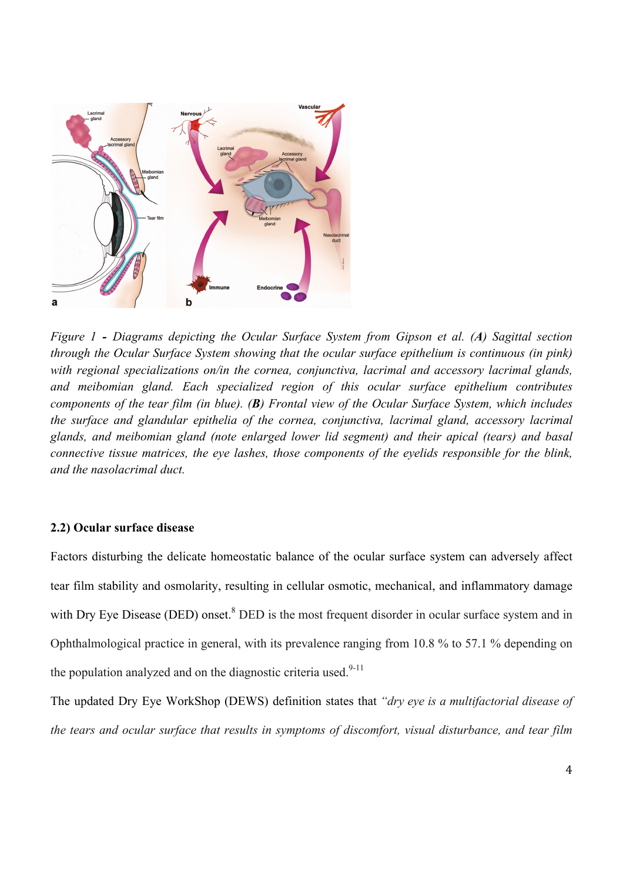*Figure 1 - Diagrams depicting the Ocular Surface System from Gipson et al. (**A**) Sagittal section through the Ocular Surface System showing that the ocular surface epithelium is continuous (in pink) with regional specializations on/in the cornea, conjunctiva, lacrimal and accessory lacrimal glands, and meibomian gland. Each specialized region of this ocular surface epithelium contributes components of the tear film (in blue). (**B**) Frontal view of the Ocular Surface System, which includes the surface and glandular epithelia of the cornea, conjunctiva, lacrimal gland, accessory lacrimal glands, and meibomian gland (note enlarged lower lid segment) and their apical (tears) and basal connective tissue matrices, the eye lashes, those components of the eyelids responsible for the blink, and the nasolacrimal duct.*

### 2.2) Ocular surface disease

Factors disturbing the delicate homeostatic balance of the ocular surface system can adversely affect tear film stability and osmolarity, resulting in cellular osmotic, mechanical, and inflammatory damage with Dry Eye Disease (DED) onset.[8] DED is the most frequent disorder in ocular surface system and in Ophthalmological practice in general, with its prevalence ranging from 10.8 % to 57.1 % depending on the population analyzed and on the diagnostic criteria used.[9-11]

The updated Dry Eye WorkShop (DEWS) definition states that *"dry eye is a multifactorial disease of the tears and ocular surface that results in symptoms of discomfort, visual disturbance, and tear film*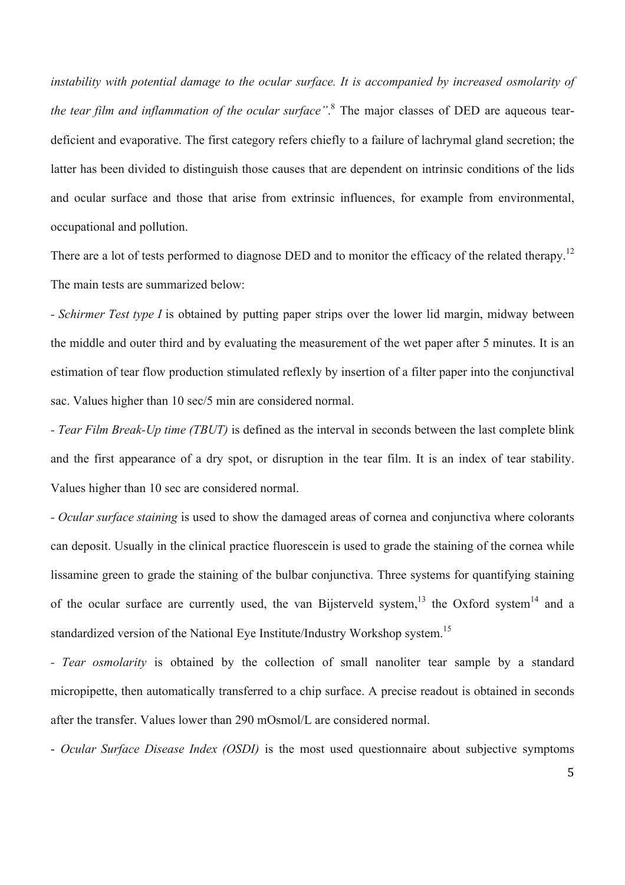*instability with potential damage to the ocular surface. It is accompanied by increased osmolarity of the tear film and inflammation of the ocular surface".*[8] The major classes of DED are aqueous tear-deficient and evaporative. The first category refers chiefly to a failure of lachrymal gland secretion; the latter has been divided to distinguish those causes that are dependent on intrinsic conditions of the lids and ocular surface and those that arise from extrinsic influences, for example from environmental, occupational and pollution.

There are a lot of tests performed to diagnose DED and to monitor the efficacy of the related therapy.[12] The main tests are summarized below:

- *Schirmer Test type I* is obtained by putting paper strips over the lower lid margin, midway between the middle and outer third and by evaluating the measurement of the wet paper after 5 minutes. It is an estimation of tear flow production stimulated reflexly by insertion of a filter paper into the conjunctival sac. Values higher than 10 sec/5 min are considered normal.

- *Tear Film Break-Up time (TBUT)* is defined as the interval in seconds between the last complete blink and the first appearance of a dry spot, or disruption in the tear film. It is an index of tear stability. Values higher than 10 sec are considered normal.

- *Ocular surface staining* is used to show the damaged areas of cornea and conjunctiva where colorants can deposit. Usually in the clinical practice fluorescein is used to grade the staining of the cornea while lissamine green to grade the staining of the bulbar conjunctiva. Three systems for quantifying staining of the ocular surface are currently used, the van Bijsterveld system,[13] the Oxford system[14] and a standardized version of the National Eye Institute/Industry Workshop system.[15]

- *Tear osmolarity* is obtained by the collection of small nanoliter tear sample by a standard micropipette, then automatically transferred to a chip surface. A precise readout is obtained in seconds after the transfer. Values lower than 290 mOsmol/L are considered normal.

- *Ocular Surface Disease Index (OSDI)* is the most used questionnaire about subjective symptoms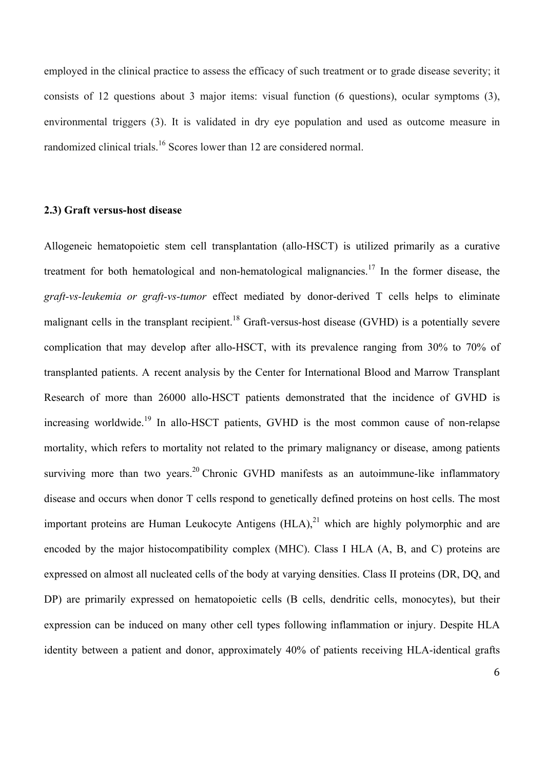employed in the clinical practice to assess the efficacy of such treatment or to grade disease severity; it consists of 12 questions about 3 major items: visual function (6 questions), ocular symptoms (3), environmental triggers (3). It is validated in dry eye population and used as outcome measure in randomized clinical trials.[16] Scores lower than 12 are considered normal.

### 2.3) Graft versus-host disease

Allogeneic hematopoietic stem cell transplantation (allo-HSCT) is utilized primarily as a curative treatment for both hematological and non-hematological malignancies.[17] In the former disease, the *graft-vs-leukemia or graft-vs-tumor* effect mediated by donor-derived T cells helps to eliminate malignant cells in the transplant recipient.[18] Graft-versus-host disease (GVHD) is a potentially severe complication that may develop after allo-HSCT, with its prevalence ranging from 30% to 70% of transplanted patients. A recent analysis by the Center for International Blood and Marrow Transplant Research of more than 26000 allo-HSCT patients demonstrated that the incidence of GVHD is increasing worldwide.[19] In allo-HSCT patients, GVHD is the most common cause of non-relapse mortality, which refers to mortality not related to the primary malignancy or disease, among patients surviving more than two years.[20] Chronic GVHD manifests as an autoimmune-like inflammatory disease and occurs when donor T cells respond to genetically defined proteins on host cells. The most important proteins are Human Leukocyte Antigens (HLA),[21] which are highly polymorphic and are encoded by the major histocompatibility complex (MHC). Class I HLA (A, B, and C) proteins are expressed on almost all nucleated cells of the body at varying densities. Class II proteins (DR, DQ, and DP) are primarily expressed on hematopoietic cells (B cells, dendritic cells, monocytes), but their expression can be induced on many other cell types following inflammation or injury. Despite HLA identity between a patient and donor, approximately 40% of patients receiving HLA-identical grafts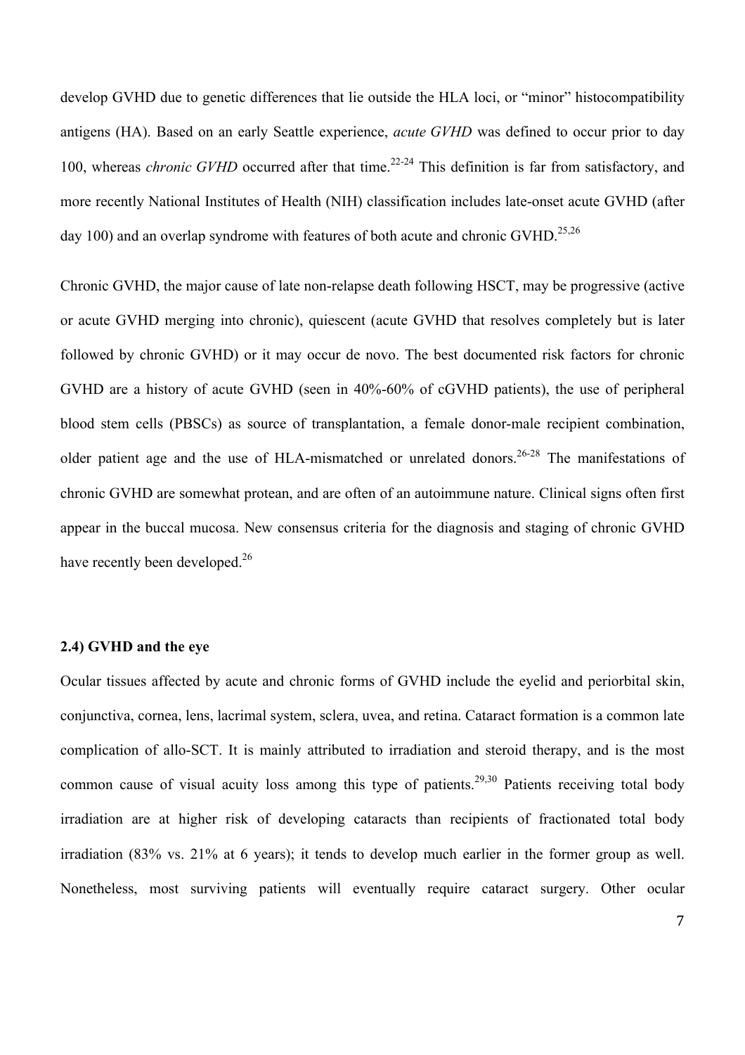develop GVHD due to genetic differences that lie outside the HLA loci, or "minor" histocompatibility antigens (HA). Based on an early Seattle experience, *acute GVHD* was defined to occur prior to day 100, whereas *chronic GVHD* occurred after that time.[22-24] This definition is far from satisfactory, and more recently National Institutes of Health (NIH) classification includes late-onset acute GVHD (after day 100) and an overlap syndrome with features of both acute and chronic GVHD.[25,26]

Chronic GVHD, the major cause of late non-relapse death following HSCT, may be progressive (active or acute GVHD merging into chronic), quiescent (acute GVHD that resolves completely but is later followed by chronic GVHD) or it may occur de novo. The best documented risk factors for chronic GVHD are a history of acute GVHD (seen in 40%-60% of cGVHD patients), the use of peripheral blood stem cells (PBSCs) as source of transplantation, a female donor-male recipient combination, older patient age and the use of HLA-mismatched or unrelated donors.[26-28] The manifestations of chronic GVHD are somewhat protean, and are often of an autoimmune nature. Clinical signs often first appear in the buccal mucosa. New consensus criteria for the diagnosis and staging of chronic GVHD have recently been developed.[26]

### 2.4) GVHD and the eye

Ocular tissues affected by acute and chronic forms of GVHD include the eyelid and periorbital skin, conjunctiva, cornea, lens, lacrimal system, sclera, uvea, and retina. Cataract formation is a common late complication of allo-SCT. It is mainly attributed to irradiation and steroid therapy, and is the most common cause of visual acuity loss among this type of patients.[29,30] Patients receiving total body irradiation are at higher risk of developing cataracts than recipients of fractionated total body irradiation (83% vs. 21% at 6 years); it tends to develop much earlier in the former group as well. Nonetheless, most surviving patients will eventually require cataract surgery. Other ocular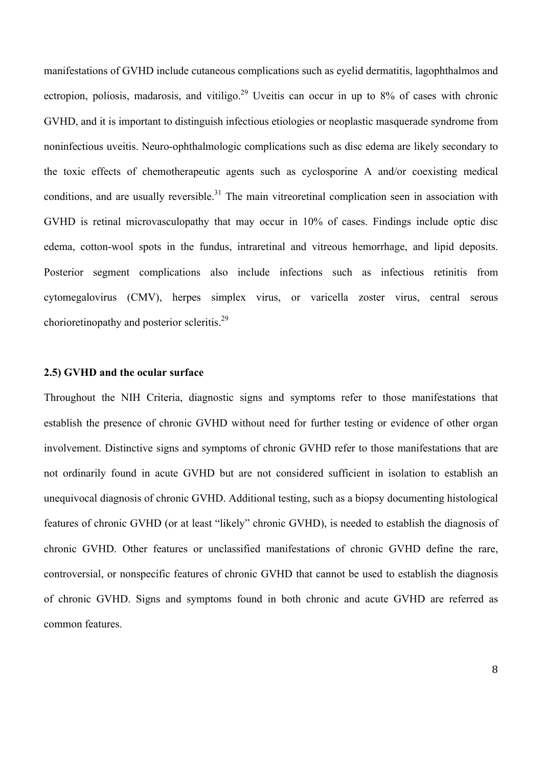manifestations of GVHD include cutaneous complications such as eyelid dermatitis, lagophthalmos and ectropion, poliosis, madarosis, and vitiligo.[29] Uveitis can occur in up to 8% of cases with chronic GVHD, and it is important to distinguish infectious etiologies or neoplastic masquerade syndrome from noninfectious uveitis. Neuro-ophthalmologic complications such as disc edema are likely secondary to the toxic effects of chemotherapeutic agents such as cyclosporine A and/or coexisting medical conditions, and are usually reversible.[31] The main vitreoretinal complication seen in association with GVHD is retinal microvasculopathy that may occur in 10% of cases. Findings include optic disc edema, cotton-wool spots in the fundus, intraretinal and vitreous hemorrhage, and lipid deposits. Posterior segment complications also include infections such as infectious retinitis from cytomegalovirus (CMV), herpes simplex virus, or varicella zoster virus, central serous chorioretinopathy and posterior scleritis.[29]

### 2.5) GVHD and the ocular surface

Throughout the NIH Criteria, diagnostic signs and symptoms refer to those manifestations that establish the presence of chronic GVHD without need for further testing or evidence of other organ involvement. Distinctive signs and symptoms of chronic GVHD refer to those manifestations that are not ordinarily found in acute GVHD but are not considered sufficient in isolation to establish an unequivocal diagnosis of chronic GVHD. Additional testing, such as a biopsy documenting histological features of chronic GVHD (or at least "likely" chronic GVHD), is needed to establish the diagnosis of chronic GVHD. Other features or unclassified manifestations of chronic GVHD define the rare, controversial, or nonspecific features of chronic GVHD that cannot be used to establish the diagnosis of chronic GVHD. Signs and symptoms found in both chronic and acute GVHD are referred as common features.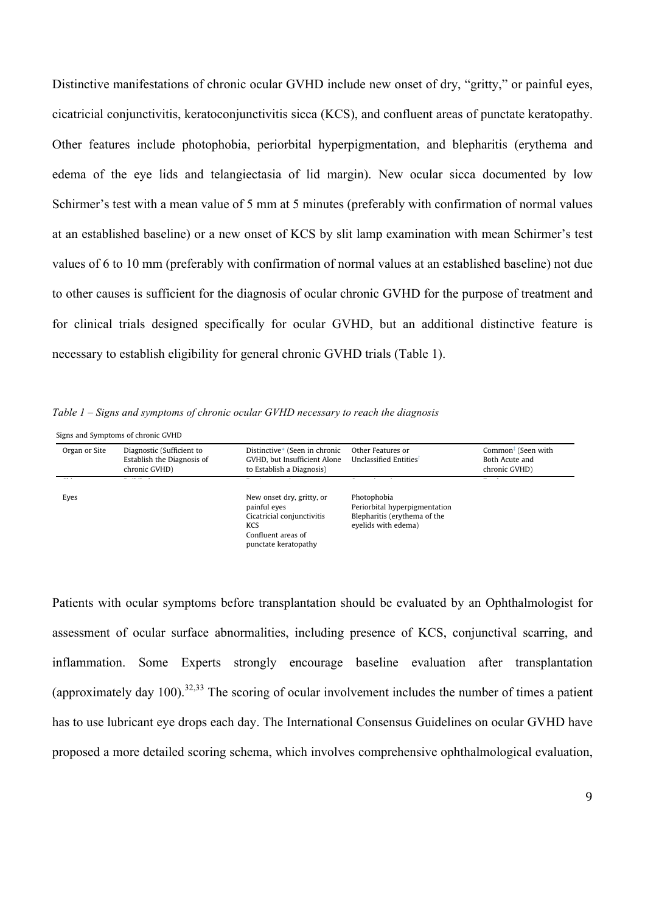Distinctive manifestations of chronic ocular GVHD include new onset of dry, "gritty," or painful eyes, cicatricial conjunctivitis, keratoconjunctivitis sicca (KCS), and confluent areas of punctate keratopathy. Other features include photophobia, periorbital hyperpigmentation, and blepharitis (erythema and edema of the eye lids and telangiectasia of lid margin). New ocular sicca documented by low Schirmer's test with a mean value of 5 mm at 5 minutes (preferably with confirmation of normal values at an established baseline) or a new onset of KCS by slit lamp examination with mean Schirmer's test values of 6 to 10 mm (preferably with confirmation of normal values at an established baseline) not due to other causes is sufficient for the diagnosis of ocular chronic GVHD for the purpose of treatment and for clinical trials designed specifically for ocular GVHD, but an additional distinctive feature is necessary to establish eligibility for general chronic GVHD trials (Table 1).

*Table 1 – Signs and symptoms of chronic ocular GVHD necessary to reach the diagnosis*

Signs and Symptoms of chronic GVHD

| Organ or Site | Diagnostic (Sufficient to Establish the Diagnosis of chronic GVHD) | Distinctive* (Seen in chronic GVHD, but Insufficient Alone to Establish a Diagnosis) | Other Features or Unclassified Entities† | Common‡ (Seen with Both Acute and chronic GVHD) |
|---|---|---|---|---|
| Eyes | | New onset dry, gritty, or painful eyes<br>Cicatricial conjunctivitis<br>KCS<br>Confluent areas of punctate keratopathy | Photophobia<br>Periorbital hyperpigmentation<br>Blepharitis (erythema of the eyelids with edema) | |

Patients with ocular symptoms before transplantation should be evaluated by an Ophthalmologist for assessment of ocular surface abnormalities, including presence of KCS, conjunctival scarring, and inflammation. Some Experts strongly encourage baseline evaluation after transplantation (approximately day 100).[32,33] The scoring of ocular involvement includes the number of times a patient has to use lubricant eye drops each day. The International Consensus Guidelines on ocular GVHD have proposed a more detailed scoring schema, which involves comprehensive ophthalmological evaluation,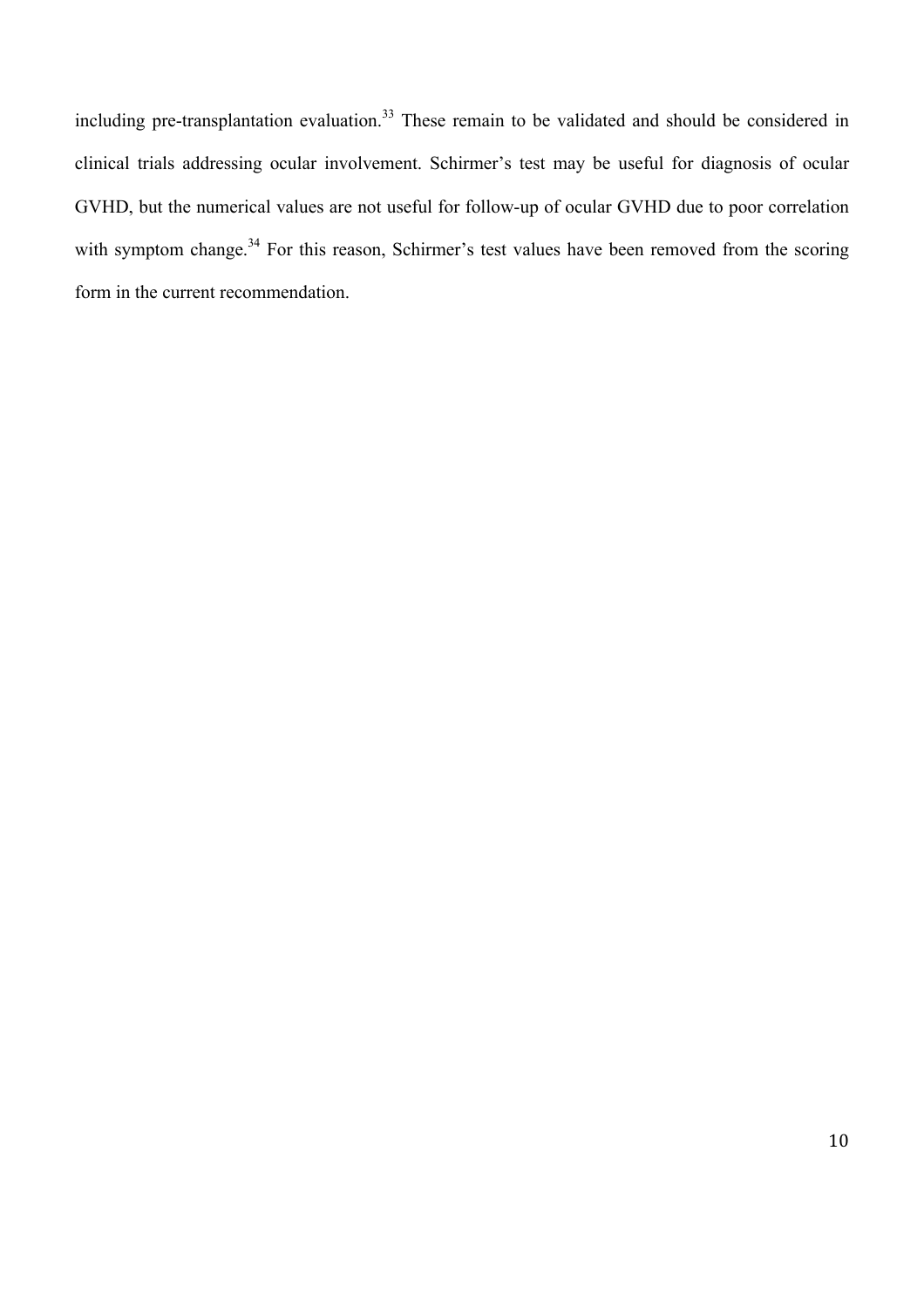including pre-transplantation evaluation.[33] These remain to be validated and should be considered in clinical trials addressing ocular involvement. Schirmer's test may be useful for diagnosis of ocular GVHD, but the numerical values are not useful for follow-up of ocular GVHD due to poor correlation with symptom change.[34] For this reason, Schirmer's test values have been removed from the scoring form in the current recommendation.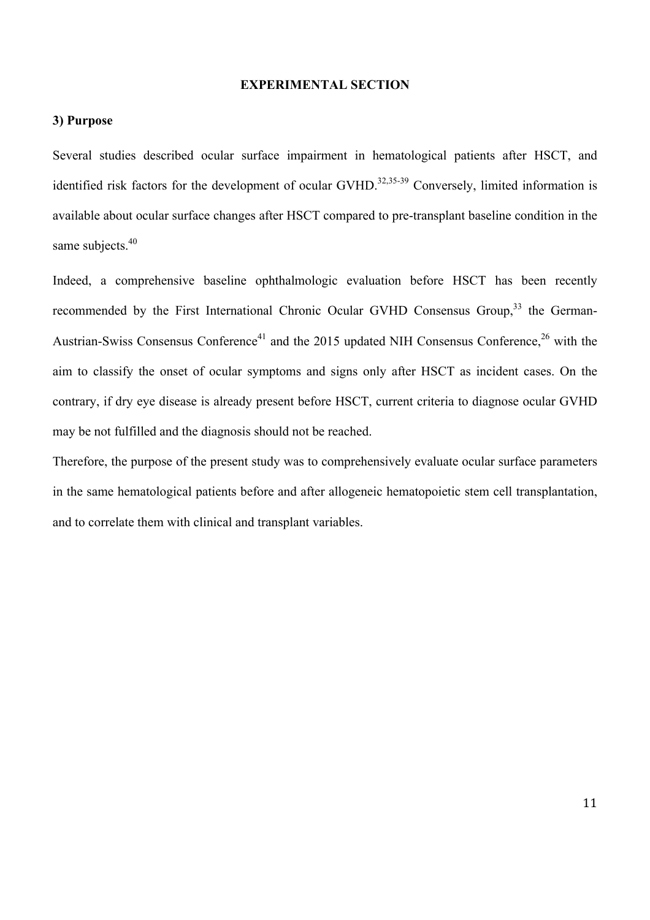## EXPERIMENTAL SECTION

### 3) Purpose

Several studies described ocular surface impairment in hematological patients after HSCT, and identified risk factors for the development of ocular GVHD.[32,35-39] Conversely, limited information is available about ocular surface changes after HSCT compared to pre-transplant baseline condition in the same subjects.[40]

Indeed, a comprehensive baseline ophthalmologic evaluation before HSCT has been recently recommended by the First International Chronic Ocular GVHD Consensus Group,[33] the German-Austrian-Swiss Consensus Conference[41] and the 2015 updated NIH Consensus Conference,[26] with the aim to classify the onset of ocular symptoms and signs only after HSCT as incident cases. On the contrary, if dry eye disease is already present before HSCT, current criteria to diagnose ocular GVHD may be not fulfilled and the diagnosis should not be reached.

Therefore, the purpose of the present study was to comprehensively evaluate ocular surface parameters in the same hematological patients before and after allogeneic hematopoietic stem cell transplantation, and to correlate them with clinical and transplant variables.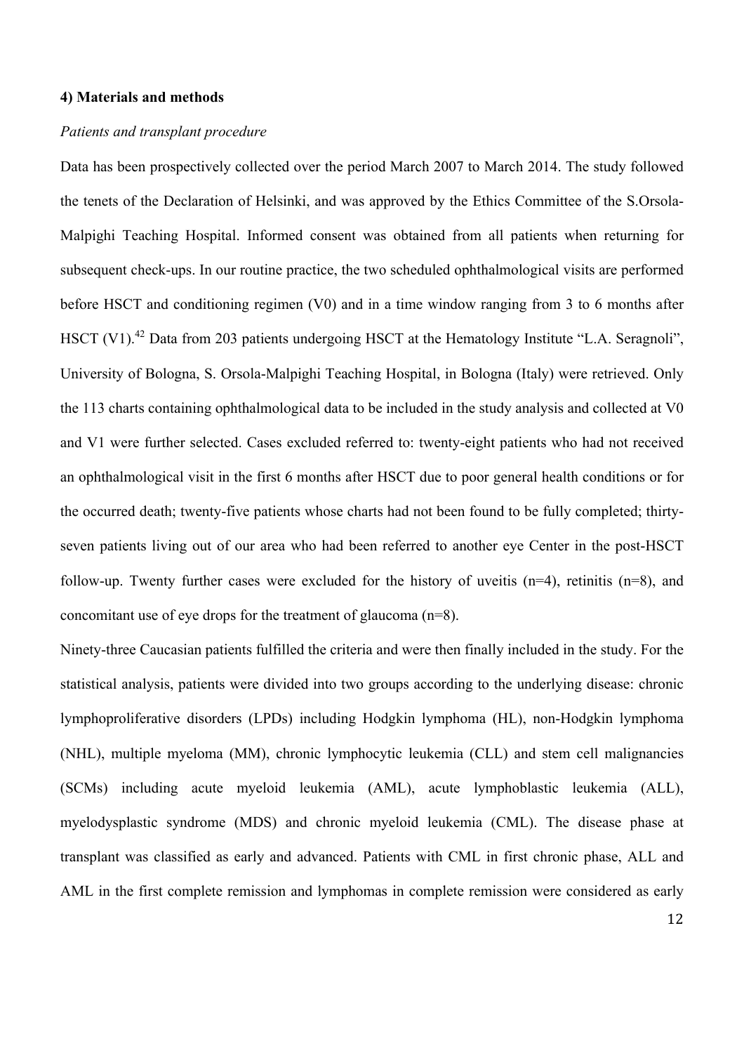**4) Materials and methods**

*Patients and transplant procedure*

Data has been prospectively collected over the period March 2007 to March 2014. The study followed the tenets of the Declaration of Helsinki, and was approved by the Ethics Committee of the S.Orsola-Malpighi Teaching Hospital. Informed consent was obtained from all patients when returning for subsequent check-ups. In our routine practice, the two scheduled ophthalmological visits are performed before HSCT and conditioning regimen (V0) and in a time window ranging from 3 to 6 months after HSCT (V1).[42] Data from 203 patients undergoing HSCT at the Hematology Institute "L.A. Seragnoli", University of Bologna, S. Orsola-Malpighi Teaching Hospital, in Bologna (Italy) were retrieved. Only the 113 charts containing ophthalmological data to be included in the study analysis and collected at V0 and V1 were further selected. Cases excluded referred to: twenty-eight patients who had not received an ophthalmological visit in the first 6 months after HSCT due to poor general health conditions or for the occurred death; twenty-five patients whose charts had not been found to be fully completed; thirty-seven patients living out of our area who had been referred to another eye Center in the post-HSCT follow-up. Twenty further cases were excluded for the history of uveitis (n=4), retinitis (n=8), and concomitant use of eye drops for the treatment of glaucoma (n=8).

Ninety-three Caucasian patients fulfilled the criteria and were then finally included in the study. For the statistical analysis, patients were divided into two groups according to the underlying disease: chronic lymphoproliferative disorders (LPDs) including Hodgkin lymphoma (HL), non-Hodgkin lymphoma (NHL), multiple myeloma (MM), chronic lymphocytic leukemia (CLL) and stem cell malignancies (SCMs) including acute myeloid leukemia (AML), acute lymphoblastic leukemia (ALL), myelodysplastic syndrome (MDS) and chronic myeloid leukemia (CML). The disease phase at transplant was classified as early and advanced. Patients with CML in first chronic phase, ALL and AML in the first complete remission and lymphomas in complete remission were considered as early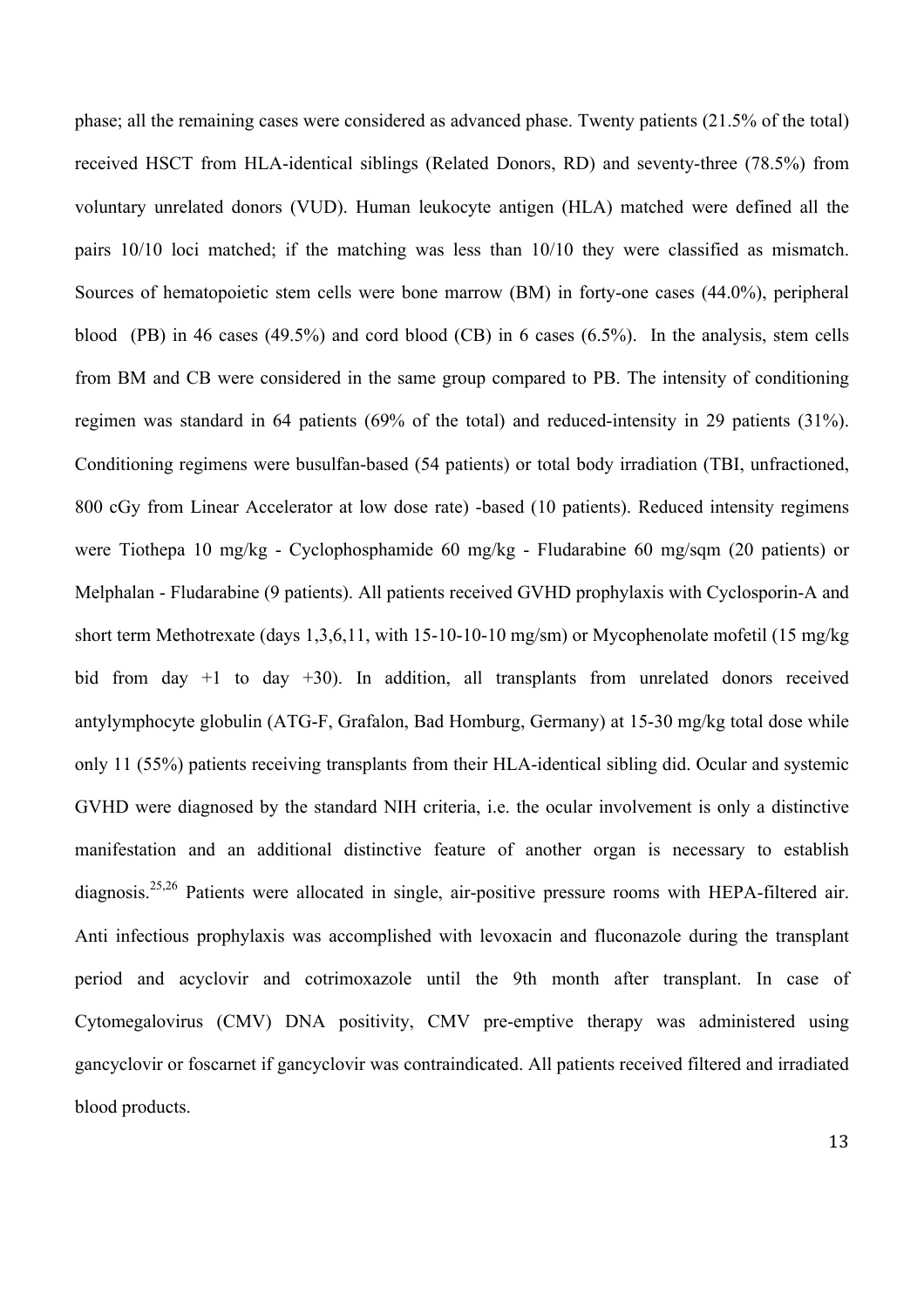phase; all the remaining cases were considered as advanced phase. Twenty patients (21.5% of the total) received HSCT from HLA-identical siblings (Related Donors, RD) and seventy-three (78.5%) from voluntary unrelated donors (VUD). Human leukocyte antigen (HLA) matched were defined all the pairs 10/10 loci matched; if the matching was less than 10/10 they were classified as mismatch. Sources of hematopoietic stem cells were bone marrow (BM) in forty-one cases (44.0%), peripheral blood (PB) in 46 cases (49.5%) and cord blood (CB) in 6 cases (6.5%). In the analysis, stem cells from BM and CB were considered in the same group compared to PB. The intensity of conditioning regimen was standard in 64 patients (69% of the total) and reduced-intensity in 29 patients (31%). Conditioning regimens were busulfan-based (54 patients) or total body irradiation (TBI, unfractioned, 800 cGy from Linear Accelerator at low dose rate) -based (10 patients). Reduced intensity regimens were Tiothepa 10 mg/kg - Cyclophosphamide 60 mg/kg - Fludarabine 60 mg/sqm (20 patients) or Melphalan - Fludarabine (9 patients). All patients received GVHD prophylaxis with Cyclosporin-A and short term Methotrexate (days 1,3,6,11, with 15-10-10-10 mg/sm) or Mycophenolate mofetil (15 mg/kg bid from day +1 to day +30). In addition, all transplants from unrelated donors received antylymphocyte globulin (ATG-F, Grafalon, Bad Homburg, Germany) at 15-30 mg/kg total dose while only 11 (55%) patients receiving transplants from their HLA-identical sibling did. Ocular and systemic GVHD were diagnosed by the standard NIH criteria, i.e. the ocular involvement is only a distinctive manifestation and an additional distinctive feature of another organ is necessary to establish diagnosis.[25,26] Patients were allocated in single, air-positive pressure rooms with HEPA-filtered air. Anti infectious prophylaxis was accomplished with levoxacin and fluconazole during the transplant period and acyclovir and cotrimoxazole until the 9th month after transplant. In case of Cytomegalovirus (CMV) DNA positivity, CMV pre-emptive therapy was administered using gancyclovir or foscarnet if gancyclovir was contraindicated. All patients received filtered and irradiated blood products.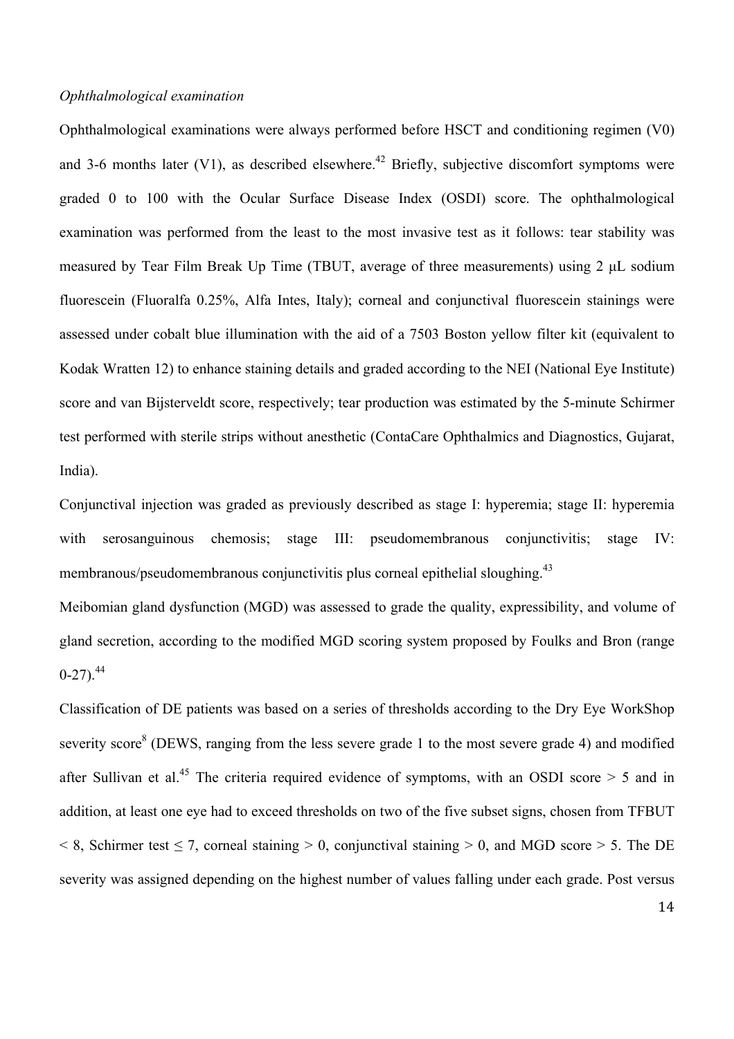*Ophthalmological examination*

Ophthalmological examinations were always performed before HSCT and conditioning regimen (V0) and 3-6 months later (V1), as described elsewhere.[42] Briefly, subjective discomfort symptoms were graded 0 to 100 with the Ocular Surface Disease Index (OSDI) score. The ophthalmological examination was performed from the least to the most invasive test as it follows: tear stability was measured by Tear Film Break Up Time (TBUT, average of three measurements) using 2 μL sodium fluorescein (Fluoralfa 0.25%, Alfa Intes, Italy); corneal and conjunctival fluorescein stainings were assessed under cobalt blue illumination with the aid of a 7503 Boston yellow filter kit (equivalent to Kodak Wratten 12) to enhance staining details and graded according to the NEI (National Eye Institute) score and van Bijsterveldt score, respectively; tear production was estimated by the 5-minute Schirmer test performed with sterile strips without anesthetic (ContaCare Ophthalmics and Diagnostics, Gujarat, India).

Conjunctival injection was graded as previously described as stage I: hyperemia; stage II: hyperemia with serosanguinous chemosis; stage III: pseudomembranous conjunctivitis; stage IV: membranous/pseudomembranous conjunctivitis plus corneal epithelial sloughing.[43]

Meibomian gland dysfunction (MGD) was assessed to grade the quality, expressibility, and volume of gland secretion, according to the modified MGD scoring system proposed by Foulks and Bron (range 0-27).[44]

Classification of DE patients was based on a series of thresholds according to the Dry Eye WorkShop severity score[8] (DEWS, ranging from the less severe grade 1 to the most severe grade 4) and modified after Sullivan et al.[45] The criteria required evidence of symptoms, with an OSDI score $> 5$ and in addition, at least one eye had to exceed thresholds on two of the five subset signs, chosen from TFBUT $< 8$, Schirmer test $\leq 7$, corneal staining $> 0$, conjunctival staining $> 0$, and MGD score $> 5$. The DE severity was assigned depending on the highest number of values falling under each grade. Post versus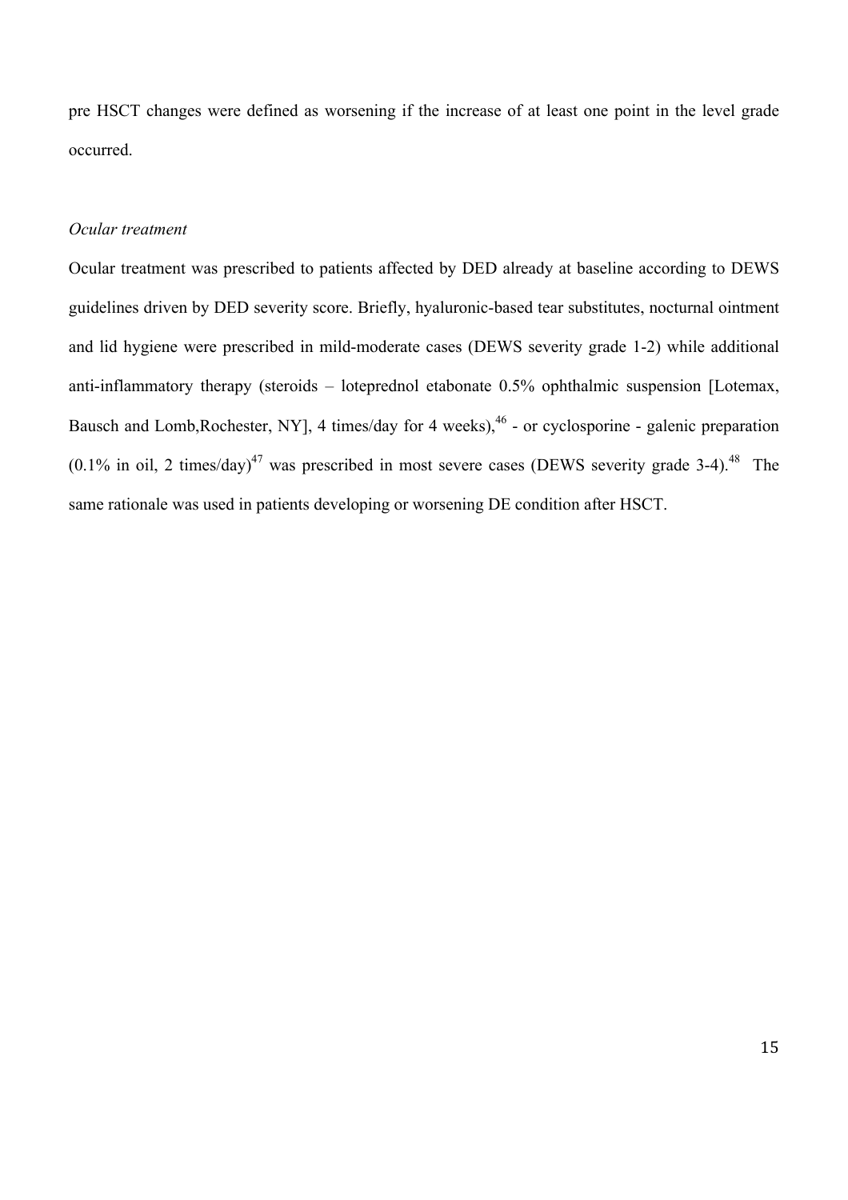pre HSCT changes were defined as worsening if the increase of at least one point in the level grade occurred.

*Ocular treatment*

Ocular treatment was prescribed to patients affected by DED already at baseline according to DEWS guidelines driven by DED severity score. Briefly, hyaluronic-based tear substitutes, nocturnal ointment and lid hygiene were prescribed in mild-moderate cases (DEWS severity grade 1-2) while additional anti-inflammatory therapy (steroids – loteprednol etabonate 0.5% ophthalmic suspension [Lotemax, Bausch and Lomb,Rochester, NY], 4 times/day for 4 weeks),[46] - or cyclosporine - galenic preparation (0.1% in oil, 2 times/day)[47] was prescribed in most severe cases (DEWS severity grade 3-4).[48] The same rationale was used in patients developing or worsening DE condition after HSCT.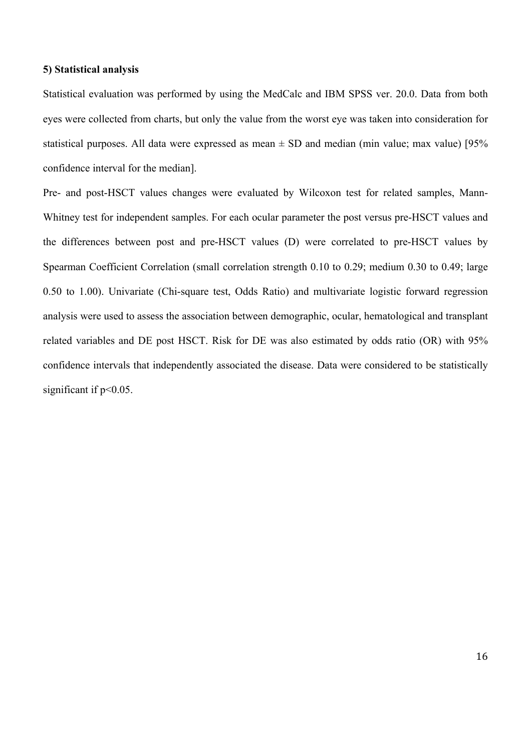**5) Statistical analysis**

Statistical evaluation was performed by using the MedCalc and IBM SPSS ver. 20.0. Data from both eyes were collected from charts, but only the value from the worst eye was taken into consideration for statistical purposes. All data were expressed as mean ± SD and median (min value; max value) [95% confidence interval for the median].

Pre- and post-HSCT values changes were evaluated by Wilcoxon test for related samples, Mann-Whitney test for independent samples. For each ocular parameter the post versus pre-HSCT values and the differences between post and pre-HSCT values (D) were correlated to pre-HSCT values by Spearman Coefficient Correlation (small correlation strength 0.10 to 0.29; medium 0.30 to 0.49; large 0.50 to 1.00). Univariate (Chi-square test, Odds Ratio) and multivariate logistic forward regression analysis were used to assess the association between demographic, ocular, hematological and transplant related variables and DE post HSCT. Risk for DE was also estimated by odds ratio (OR) with 95% confidence intervals that independently associated the disease. Data were considered to be statistically significant if $p<0.05$.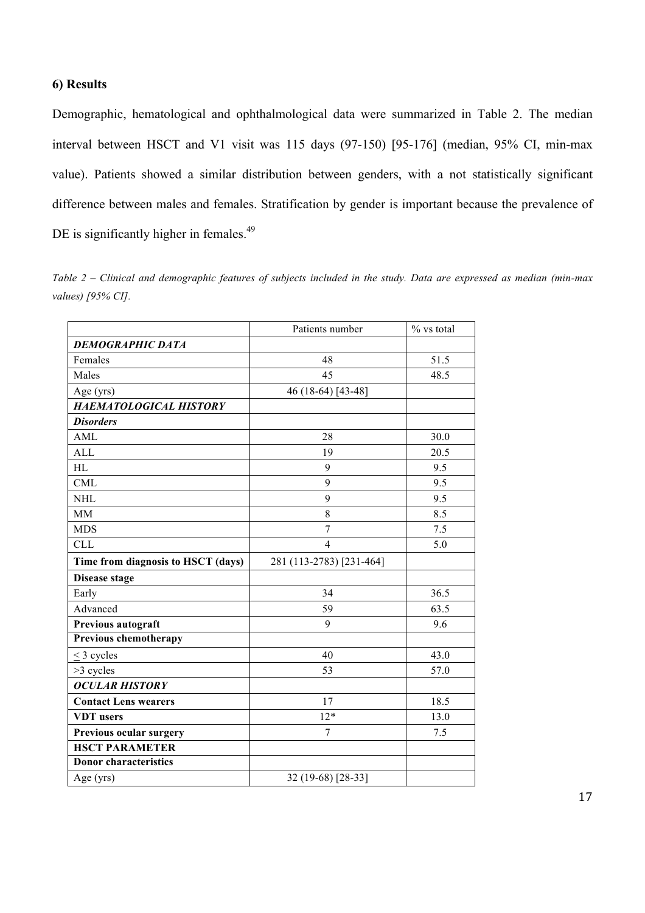## 6) Results

Demographic, hematological and ophthalmological data were summarized in Table 2. The median interval between HSCT and V1 visit was 115 days (97-150) [95-176] (median, 95% CI, min-max value). Patients showed a similar distribution between genders, with a not statistically significant difference between males and females. Stratification by gender is important because the prevalence of DE is significantly higher in females.[49]

*Table 2 – Clinical and demographic features of subjects included in the study. Data are expressed as median (min-max values) [95% CI].*

| | Patients number | % vs total |
|---|---|---|
| ***DEMOGRAPHIC DATA*** | | |
| Females | 48 | 51.5 |
| Males | 45 | 48.5 |
| Age (yrs) | 46 (18-64) [43-48] | |
| ***HAEMATOLOGICAL HISTORY*** | | |
| ***Disorders*** | | |
| AML | 28 | 30.0 |
| ALL | 19 | 20.5 |
| HL | 9 | 9.5 |
| CML | 9 | 9.5 |
| NHL | 9 | 9.5 |
| MM | 8 | 8.5 |
| MDS | 7 | 7.5 |
| CLL | 4 | 5.0 |
| **Time from diagnosis to HSCT (days)** | 281 (113-2783) [231-464] | |
| **Disease stage** | | |
| Early | 34 | 36.5 |
| Advanced | 59 | 63.5 |
| **Previous autograft** | 9 | 9.6 |
| **Previous chemotherapy** | | |
| ≤ 3 cycles | 40 | 43.0 |
| >3 cycles | 53 | 57.0 |
| ***OCULAR HISTORY*** | | |
| **Contact Lens wearers** | 17 | 18.5 |
| **VDT users** | 12* | 13.0 |
| **Previous ocular surgery** | 7 | 7.5 |
| **HSCT PARAMETER** | | |
| **Donor characteristics** | | |
| Age (yrs) | 32 (19-68) [28-33] | |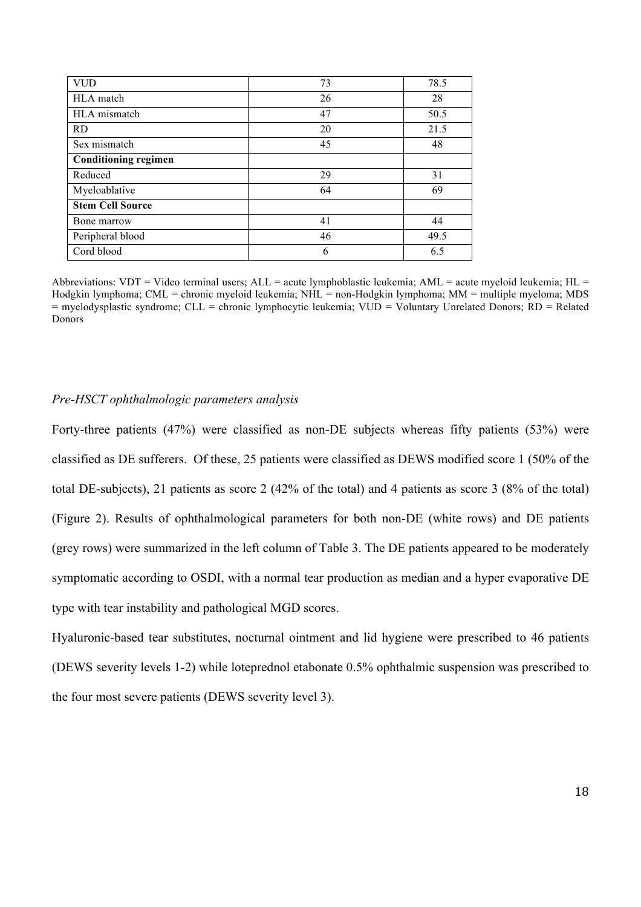| VUD | 73 | 78.5 |
|---|---|---|
| HLA match | 26 | 28 |
| HLA mismatch | 47 | 50.5 |
| RD | 20 | 21.5 |
| Sex mismatch | 45 | 48 |
| **Conditioning regimen** | | |
| Reduced | 29 | 31 |
| Myeloablative | 64 | 69 |
| **Stem Cell Source** | | |
| Bone marrow | 41 | 44 |
| Peripheral blood | 46 | 49.5 |
| Cord blood | 6 | 6.5 |

Abbreviations: VDT = Video terminal users; ALL = acute lymphoblastic leukemia; AML = acute myeloid leukemia; HL = Hodgkin lymphoma; CML = chronic myeloid leukemia; NHL = non-Hodgkin lymphoma; MM = multiple myeloma; MDS = myelodysplastic syndrome; CLL = chronic lymphocytic leukemia; VUD = Voluntary Unrelated Donors; RD = Related Donors

*Pre-HSCT ophthalmologic parameters analysis*

Forty-three patients (47%) were classified as non-DE subjects whereas fifty patients (53%) were classified as DE sufferers. Of these, 25 patients were classified as DEWS modified score 1 (50% of the total DE-subjects), 21 patients as score 2 (42% of the total) and 4 patients as score 3 (8% of the total) (Figure 2). Results of ophthalmological parameters for both non-DE (white rows) and DE patients (grey rows) were summarized in the left column of Table 3. The DE patients appeared to be moderately symptomatic according to OSDI, with a normal tear production as median and a hyper evaporative DE type with tear instability and pathological MGD scores.

Hyaluronic-based tear substitutes, nocturnal ointment and lid hygiene were prescribed to 46 patients (DEWS severity levels 1-2) while loteprednol etabonate 0.5% ophthalmic suspension was prescribed to the four most severe patients (DEWS severity level 3).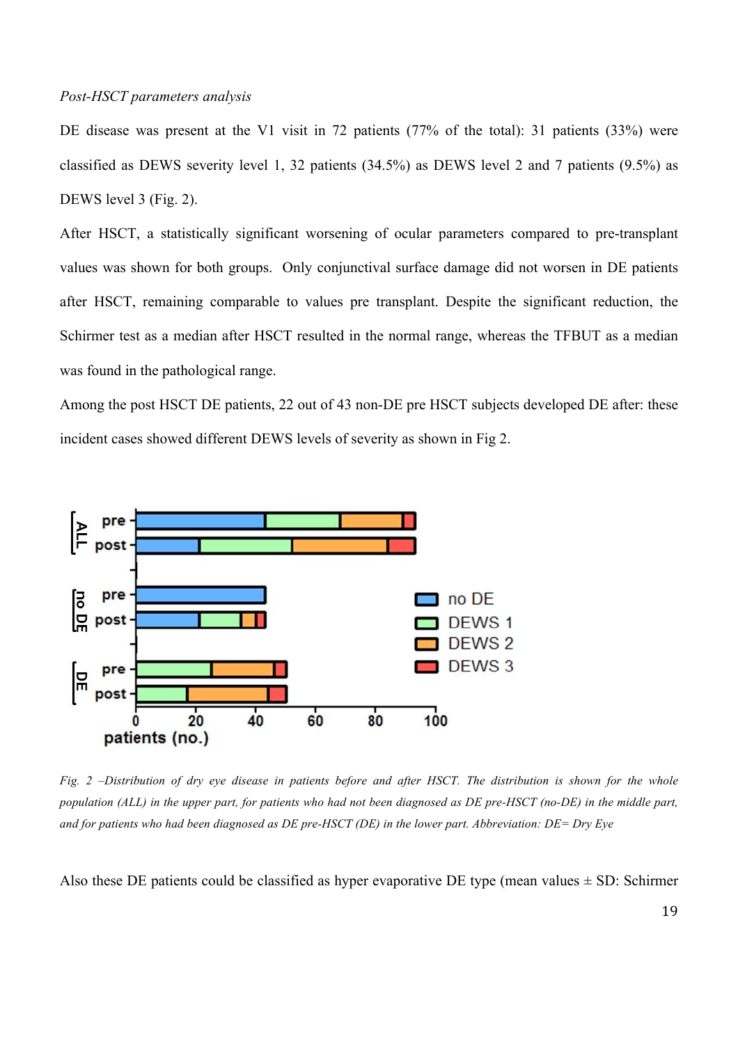*Post-HSCT parameters analysis*

DE disease was present at the V1 visit in 72 patients (77% of the total): 31 patients (33%) were classified as DEWS severity level 1, 32 patients (34.5%) as DEWS level 2 and 7 patients (9.5%) as DEWS level 3 (Fig. 2).

After HSCT, a statistically significant worsening of ocular parameters compared to pre-transplant values was shown for both groups.  Only conjunctival surface damage did not worsen in DE patients after HSCT, remaining comparable to values pre transplant. Despite the significant reduction, the Schirmer test as a median after HSCT resulted in the normal range, whereas the TFBUT as a median was found in the pathological range.

Among the post HSCT DE patients, 22 out of 43 non-DE pre HSCT subjects developed DE after: these incident cases showed different DEWS levels of severity as shown in Fig 2.

*Fig. 2 –Distribution of dry eye disease in patients before and after HSCT. The distribution is shown for the whole population (ALL) in the upper part, for patients who had not been diagnosed as DE pre-HSCT (no-DE) in the middle part, and for patients who had been diagnosed as DE pre-HSCT (DE) in the lower part. Abbreviation: DE= Dry Eye*

Also these DE patients could be classified as hyper evaporative DE type (mean values ± SD: Schirmer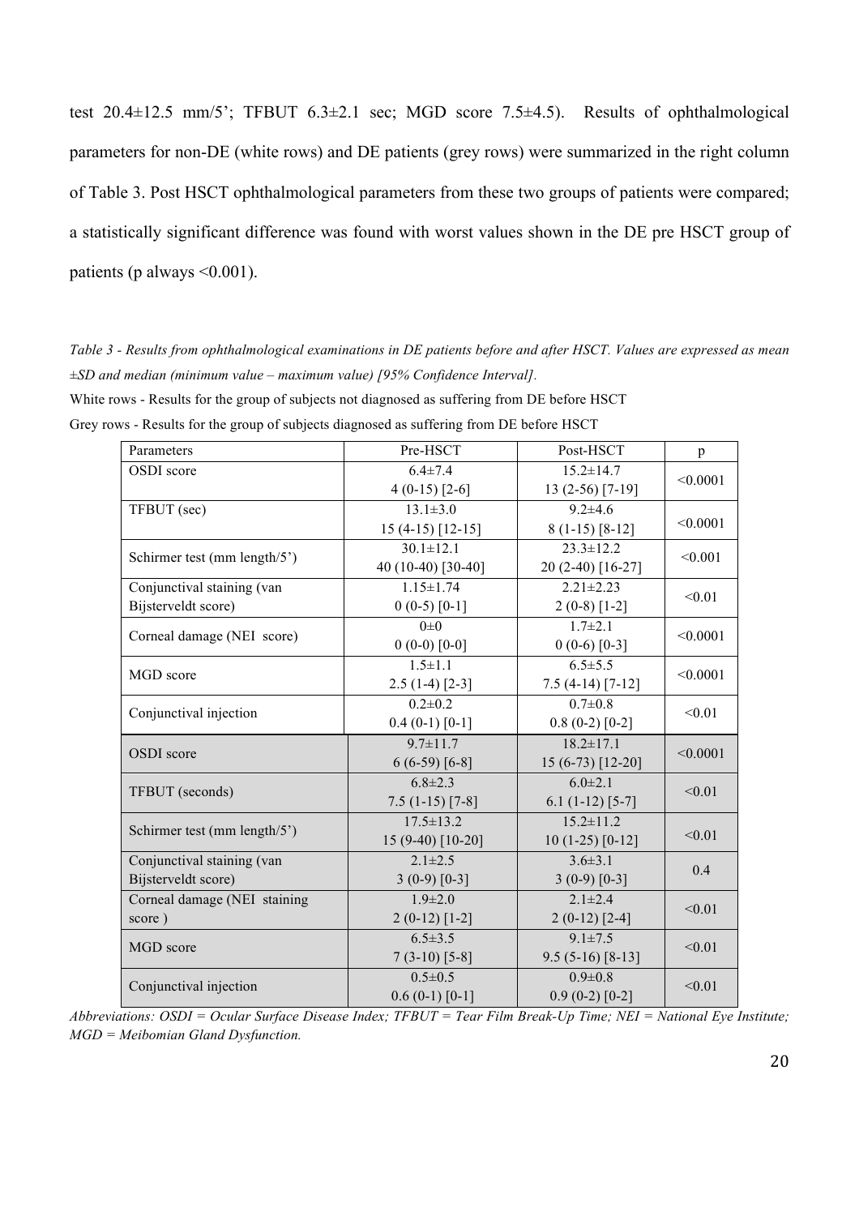test 20.4±12.5 mm/5'; TFBUT 6.3±2.1 sec; MGD score 7.5±4.5). Results of ophthalmological parameters for non-DE (white rows) and DE patients (grey rows) were summarized in the right column of Table 3. Post HSCT ophthalmological parameters from these two groups of patients were compared; a statistically significant difference was found with worst values shown in the DE pre HSCT group of patients (p always <0.001).

*Table 3 - Results from ophthalmological examinations in DE patients before and after HSCT. Values are expressed as mean ±SD and median (minimum value – maximum value) [95% Confidence Interval].*

White rows - Results for the group of subjects not diagnosed as suffering from DE before HSCT

Grey rows - Results for the group of subjects diagnosed as suffering from DE before HSCT

| Parameters | Pre-HSCT | Post-HSCT | p |
|---|---|---|---|
| OSDI score | 6.4±7.4<br>4 (0-15) [2-6] | 15.2±14.7<br>13 (2-56) [7-19] | <0.0001 |
| TFBUT (sec) | 13.1±3.0<br>15 (4-15) [12-15] | 9.2±4.6<br>8 (1-15) [8-12] | <0.0001 |
| Schirmer test (mm length/5') | 30.1±12.1<br>40 (10-40) [30-40] | 23.3±12.2<br>20 (2-40) [16-27] | <0.001 |
| Conjunctival staining (van Bijsterveldt score) | 1.15±1.74<br>0 (0-5) [0-1] | 2.21±2.23<br>2 (0-8) [1-2] | <0.01 |
| Corneal damage (NEI score) | 0±0<br>0 (0-0) [0-0] | 1.7±2.1<br>0 (0-6) [0-3] | <0.0001 |
| MGD score | 1.5±1.1<br>2.5 (1-4) [2-3] | 6.5±5.5<br>7.5 (4-14) [7-12] | <0.0001 |
| Conjunctival injection | 0.2±0.2<br>0.4 (0-1) [0-1] | 0.7±0.8<br>0.8 (0-2) [0-2] | <0.01 |
| OSDI score | 9.7±11.7<br>6 (6-59) [6-8] | 18.2±17.1<br>15 (6-73) [12-20] | <0.0001 |
| TFBUT (seconds) | 6.8±2.3<br>7.5 (1-15) [7-8] | 6.0±2.1<br>6.1 (1-12) [5-7] | <0.01 |
| Schirmer test (mm length/5') | 17.5±13.2<br>15 (9-40) [10-20] | 15.2±11.2<br>10 (1-25) [0-12] | <0.01 |
| Conjunctival staining (van Bijsterveldt score) | 2.1±2.5<br>3 (0-9) [0-3] | 3.6±3.1<br>3 (0-9) [0-3] | 0.4 |
| Corneal damage (NEI staining score ) | 1.9±2.0<br>2 (0-12) [1-2] | 2.1±2.4<br>2 (0-12) [2-4] | <0.01 |
| MGD score | 6.5±3.5<br>7 (3-10) [5-8] | 9.1±7.5<br>9.5 (5-16) [8-13] | <0.01 |
| Conjunctival injection | 0.5±0.5<br>0.6 (0-1) [0-1] | 0.9±0.8<br>0.9 (0-2) [0-2] | <0.01 |

*Abbreviations: OSDI = Ocular Surface Disease Index; TFBUT = Tear Film Break-Up Time; NEI = National Eye Institute; MGD = Meibomian Gland Dysfunction.*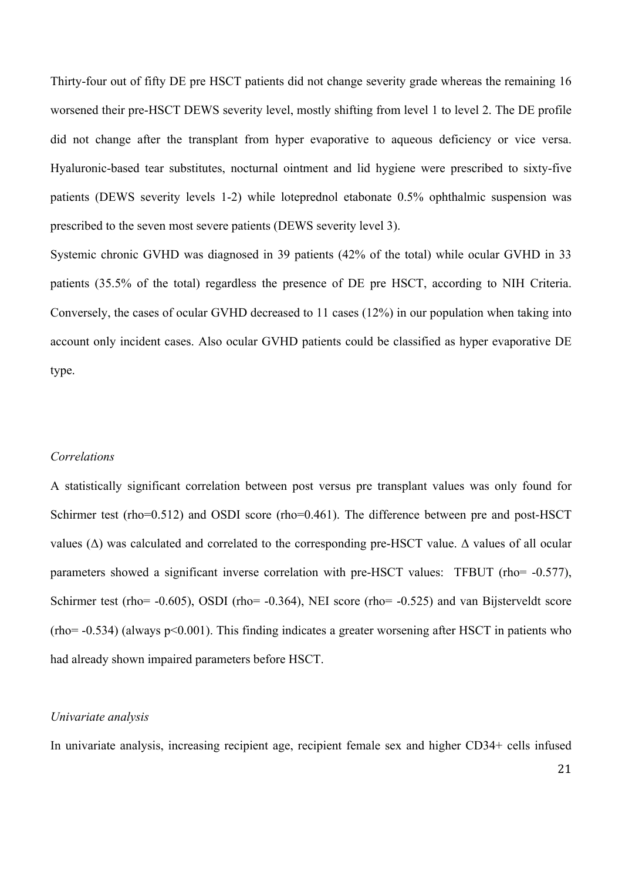Thirty-four out of fifty DE pre HSCT patients did not change severity grade whereas the remaining 16 worsened their pre-HSCT DEWS severity level, mostly shifting from level 1 to level 2. The DE profile did not change after the transplant from hyper evaporative to aqueous deficiency or vice versa. Hyaluronic-based tear substitutes, nocturnal ointment and lid hygiene were prescribed to sixty-five patients (DEWS severity levels 1-2) while loteprednol etabonate 0.5% ophthalmic suspension was prescribed to the seven most severe patients (DEWS severity level 3).

Systemic chronic GVHD was diagnosed in 39 patients (42% of the total) while ocular GVHD in 33 patients (35.5% of the total) regardless the presence of DE pre HSCT, according to NIH Criteria. Conversely, the cases of ocular GVHD decreased to 11 cases (12%) in our population when taking into account only incident cases. Also ocular GVHD patients could be classified as hyper evaporative DE type.

*Correlations*

A statistically significant correlation between post versus pre transplant values was only found for Schirmer test (rho=0.512) and OSDI score (rho=0.461). The difference between pre and post-HSCT values ($\Delta$) was calculated and correlated to the corresponding pre-HSCT value. $\Delta$ values of all ocular parameters showed a significant inverse correlation with pre-HSCT values: TFBUT (rho= -0.577), Schirmer test (rho= -0.605), OSDI (rho= -0.364), NEI score (rho= -0.525) and van Bijsterveldt score (rho= -0.534) (always $p<0.001$). This finding indicates a greater worsening after HSCT in patients who had already shown impaired parameters before HSCT.

*Univariate analysis*

In univariate analysis, increasing recipient age, recipient female sex and higher CD34+ cells infused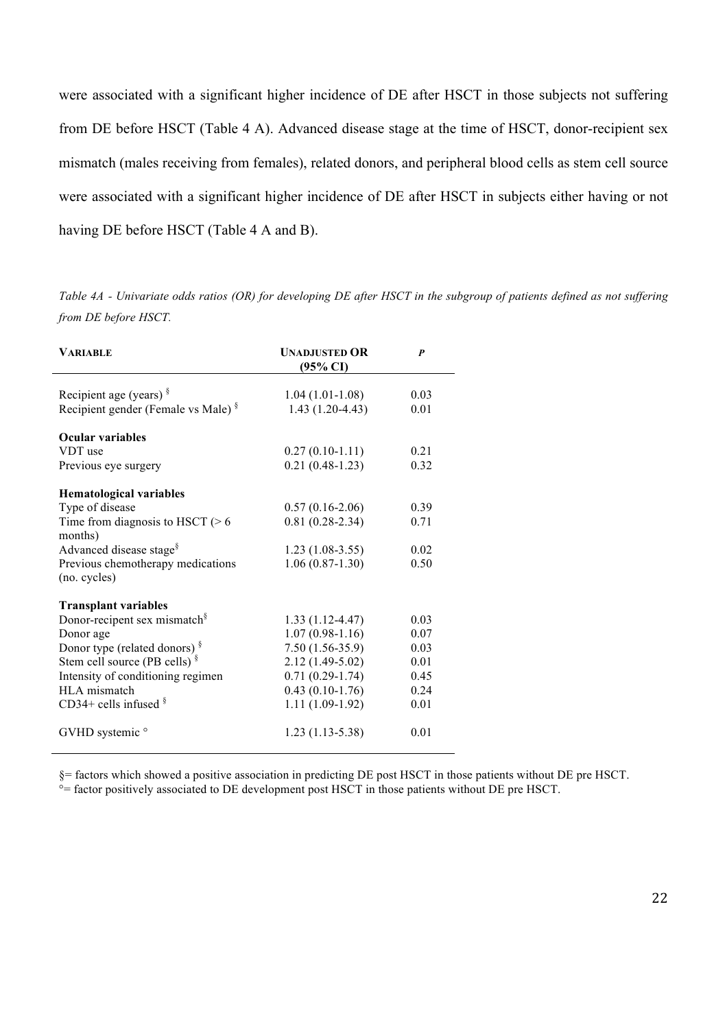were associated with a significant higher incidence of DE after HSCT in those subjects not suffering from DE before HSCT (Table 4 A). Advanced disease stage at the time of HSCT, donor-recipient sex mismatch (males receiving from females), related donors, and peripheral blood cells as stem cell source were associated with a significant higher incidence of DE after HSCT in subjects either having or not having DE before HSCT (Table 4 A and B).

*Table 4A - Univariate odds ratios (OR) for developing DE after HSCT in the subgroup of patients defined as not suffering from DE before HSCT.*

| VARIABLE | UNADJUSTED OR (95% CI) | *P* |
|---|---|---|
| Recipient age (years) § | 1.04 (1.01-1.08) | 0.03 |
| Recipient gender (Female vs Male) § | 1.43 (1.20-4.43) | 0.01 |
| **Ocular variables** | | |
| VDT use | 0.27 (0.10-1.11) | 0.21 |
| Previous eye surgery | 0.21 (0.48-1.23) | 0.32 |
| **Hematological variables** | | |
| Type of disease | 0.57 (0.16-2.06) | 0.39 |
| Time from diagnosis to HSCT (> 6 months) | 0.81 (0.28-2.34) | 0.71 |
| Advanced disease stage§ | 1.23 (1.08-3.55) | 0.02 |
| Previous chemotherapy medications (no. cycles) | 1.06 (0.87-1.30) | 0.50 |
| **Transplant variables** | | |
| Donor-recipient sex mismatch§ | 1.33 (1.12-4.47) | 0.03 |
| Donor age | 1.07 (0.98-1.16) | 0.07 |
| Donor type (related donors) § | 7.50 (1.56-35.9) | 0.03 |
| Stem cell source (PB cells) § | 2.12 (1.49-5.02) | 0.01 |
| Intensity of conditioning regimen | 0.71 (0.29-1.74) | 0.45 |
| HLA mismatch | 0.43 (0.10-1.76) | 0.24 |
| CD34+ cells infused § | 1.11 (1.09-1.92) | 0.01 |
| GVHD systemic ° | 1.23 (1.13-5.38) | 0.01 |

§= factors which showed a positive association in predicting DE post HSCT in those patients without DE pre HSCT.
°= factor positively associated to DE development post HSCT in those patients without DE pre HSCT.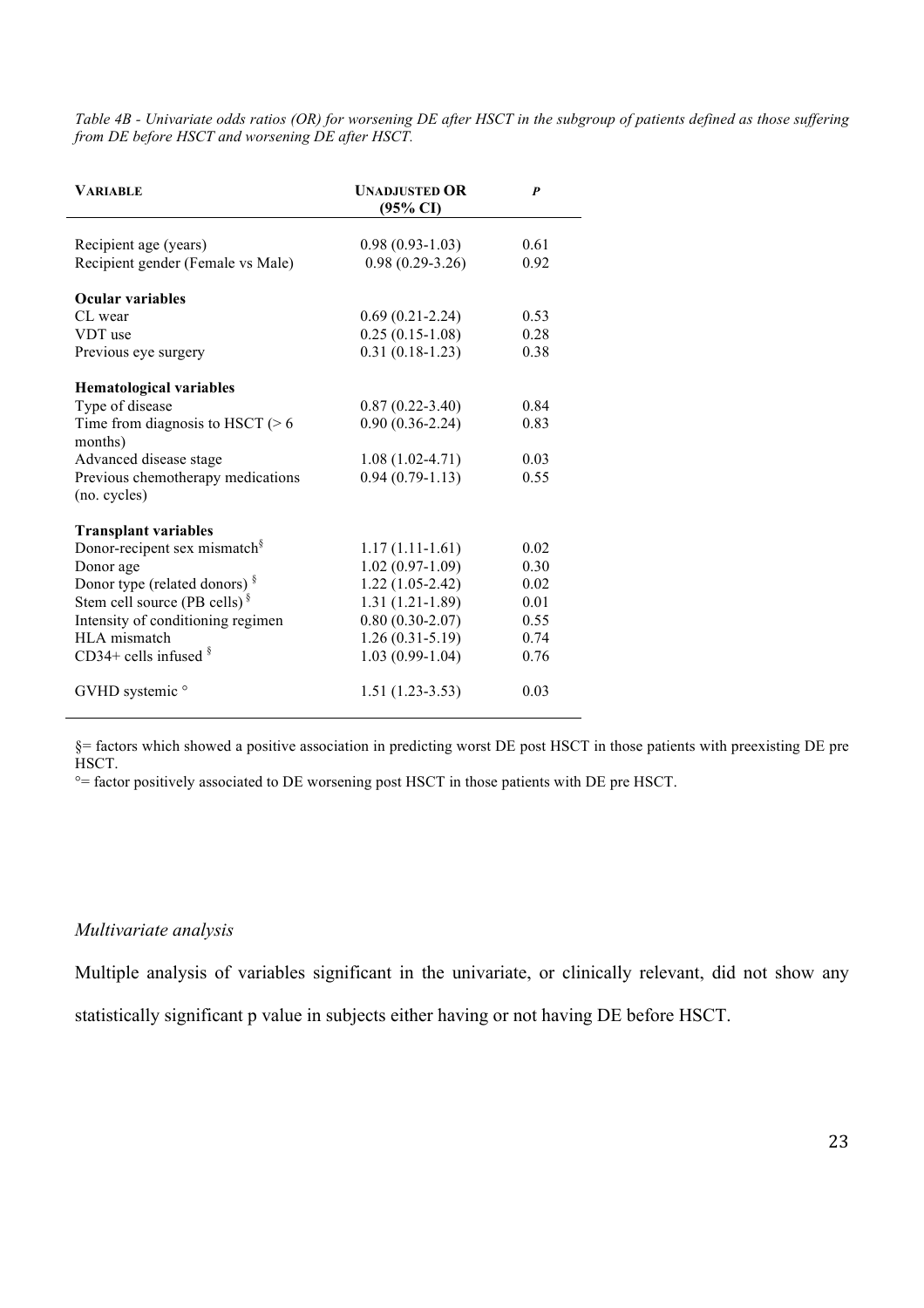*Table 4B - Univariate odds ratios (OR) for worsening DE after HSCT in the subgroup of patients defined as those suffering from DE before HSCT and worsening DE after HSCT.*

| VARIABLE | UNADJUSTED OR (95% CI) | *P* |
|---|---|---|
| Recipient age (years) | 0.98 (0.93-1.03) | 0.61 |
| Recipient gender (Female vs Male) | 0.98 (0.29-3.26) | 0.92 |
| **Ocular variables** | | |
| CL wear | 0.69 (0.21-2.24) | 0.53 |
| VDT use | 0.25 (0.15-1.08) | 0.28 |
| Previous eye surgery | 0.31 (0.18-1.23) | 0.38 |
| **Hematological variables** | | |
| Type of disease | 0.87 (0.22-3.40) | 0.84 |
| Time from diagnosis to HSCT (> 6 months) | 0.90 (0.36-2.24) | 0.83 |
| Advanced disease stage | 1.08 (1.02-4.71) | 0.03 |
| Previous chemotherapy medications (no. cycles) | 0.94 (0.79-1.13) | 0.55 |
| **Transplant variables** | | |
| Donor-recipent sex mismatch§ | 1.17 (1.11-1.61) | 0.02 |
| Donor age | 1.02 (0.97-1.09) | 0.30 |
| Donor type (related donors) § | 1.22 (1.05-2.42) | 0.02 |
| Stem cell source (PB cells) § | 1.31 (1.21-1.89) | 0.01 |
| Intensity of conditioning regimen | 0.80 (0.30-2.07) | 0.55 |
| HLA mismatch | 1.26 (0.31-5.19) | 0.74 |
| CD34+ cells infused § | 1.03 (0.99-1.04) | 0.76 |
| GVHD systemic ° | 1.51 (1.23-3.53) | 0.03 |

§= factors which showed a positive association in predicting worst DE post HSCT in those patients with preexisting DE pre HSCT.

°= factor positively associated to DE worsening post HSCT in those patients with DE pre HSCT.

*Multivariate analysis*

Multiple analysis of variables significant in the univariate, or clinically relevant, did not show any statistically significant p value in subjects either having or not having DE before HSCT.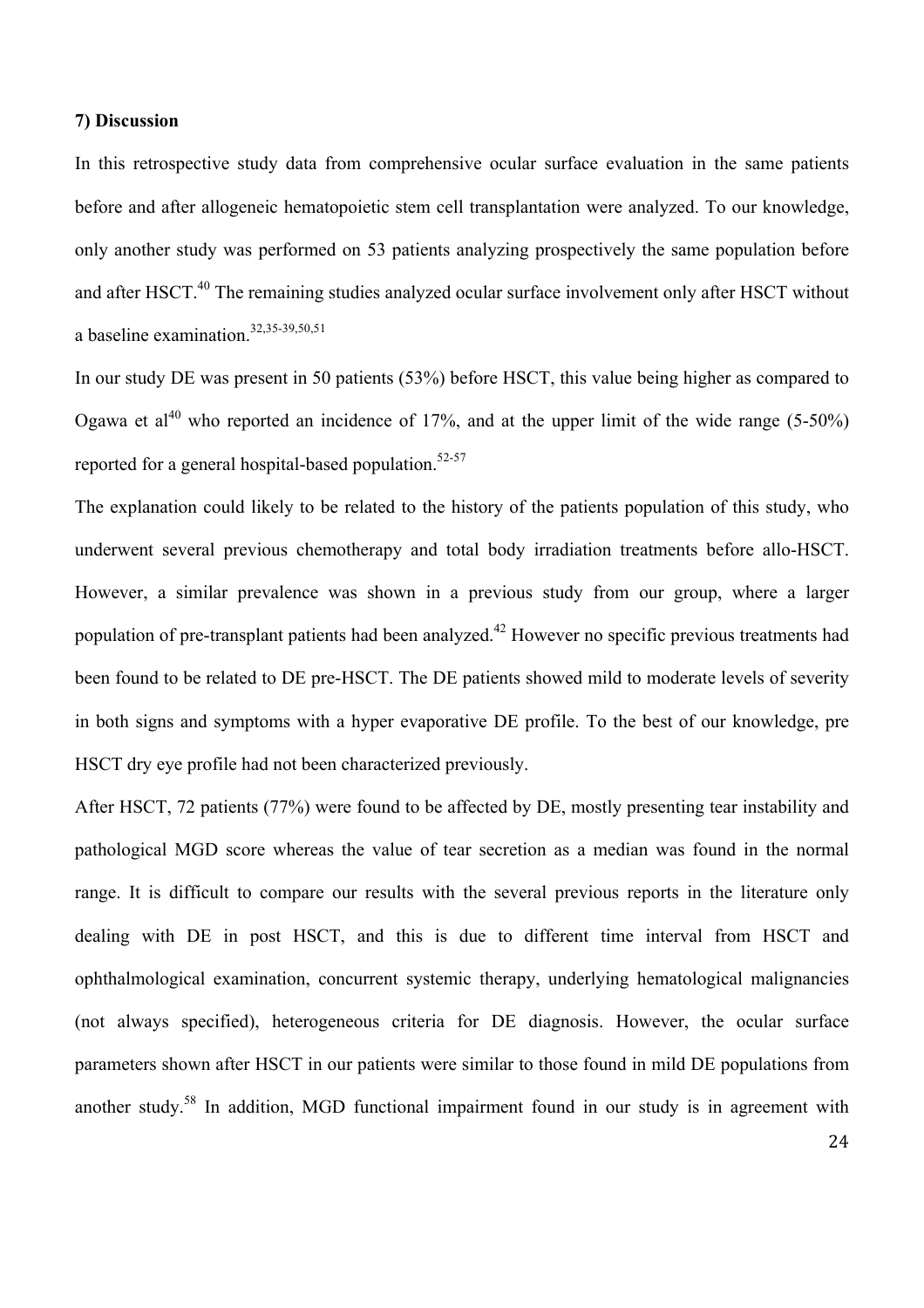### 7) Discussion

In this retrospective study data from comprehensive ocular surface evaluation in the same patients before and after allogeneic hematopoietic stem cell transplantation were analyzed. To our knowledge, only another study was performed on 53 patients analyzing prospectively the same population before and after HSCT.[40] The remaining studies analyzed ocular surface involvement only after HSCT without a baseline examination.[32,35-39,50,51]

In our study DE was present in 50 patients (53%) before HSCT, this value being higher as compared to Ogawa et al[40] who reported an incidence of 17%, and at the upper limit of the wide range (5-50%) reported for a general hospital-based population.[52-57]

The explanation could likely to be related to the history of the patients population of this study, who underwent several previous chemotherapy and total body irradiation treatments before allo-HSCT. However, a similar prevalence was shown in a previous study from our group, where a larger population of pre-transplant patients had been analyzed.[42] However no specific previous treatments had been found to be related to DE pre-HSCT. The DE patients showed mild to moderate levels of severity in both signs and symptoms with a hyper evaporative DE profile. To the best of our knowledge, pre HSCT dry eye profile had not been characterized previously.

After HSCT, 72 patients (77%) were found to be affected by DE, mostly presenting tear instability and pathological MGD score whereas the value of tear secretion as a median was found in the normal range. It is difficult to compare our results with the several previous reports in the literature only dealing with DE in post HSCT, and this is due to different time interval from HSCT and ophthalmological examination, concurrent systemic therapy, underlying hematological malignancies (not always specified), heterogeneous criteria for DE diagnosis. However, the ocular surface parameters shown after HSCT in our patients were similar to those found in mild DE populations from another study.[58] In addition, MGD functional impairment found in our study is in agreement with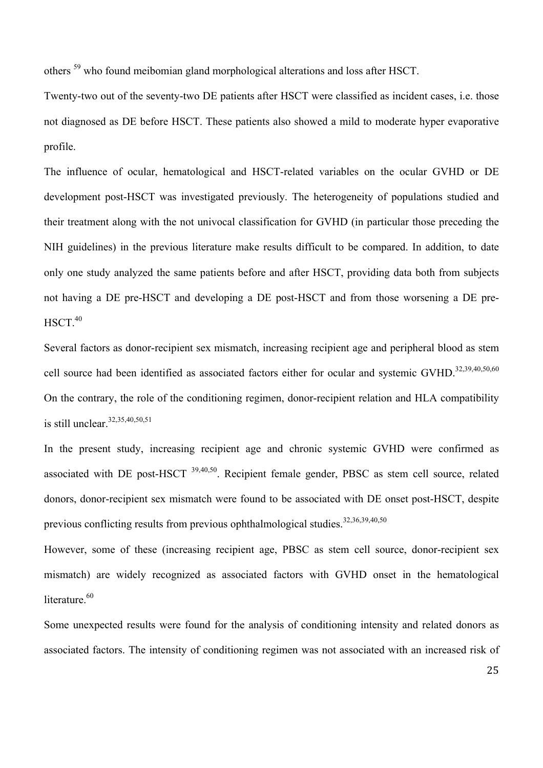others [59] who found meibomian gland morphological alterations and loss after HSCT.

Twenty-two out of the seventy-two DE patients after HSCT were classified as incident cases, i.e. those not diagnosed as DE before HSCT. These patients also showed a mild to moderate hyper evaporative profile.

The influence of ocular, hematological and HSCT-related variables on the ocular GVHD or DE development post-HSCT was investigated previously. The heterogeneity of populations studied and their treatment along with the not univocal classification for GVHD (in particular those preceding the NIH guidelines) in the previous literature make results difficult to be compared. In addition, to date only one study analyzed the same patients before and after HSCT, providing data both from subjects not having a DE pre-HSCT and developing a DE post-HSCT and from those worsening a DE pre-HSCT.[40]

Several factors as donor-recipient sex mismatch, increasing recipient age and peripheral blood as stem cell source had been identified as associated factors either for ocular and systemic GVHD.[32,39,40,50,60] On the contrary, the role of the conditioning regimen, donor-recipient relation and HLA compatibility is still unclear.[32,35,40,50,51]

In the present study, increasing recipient age and chronic systemic GVHD were confirmed as associated with DE post-HSCT [39,40,50]. Recipient female gender, PBSC as stem cell source, related donors, donor-recipient sex mismatch were found to be associated with DE onset post-HSCT, despite previous conflicting results from previous ophthalmological studies.[32,36,39,40,50]

However, some of these (increasing recipient age, PBSC as stem cell source, donor-recipient sex mismatch) are widely recognized as associated factors with GVHD onset in the hematological literature.[60]

Some unexpected results were found for the analysis of conditioning intensity and related donors as associated factors. The intensity of conditioning regimen was not associated with an increased risk of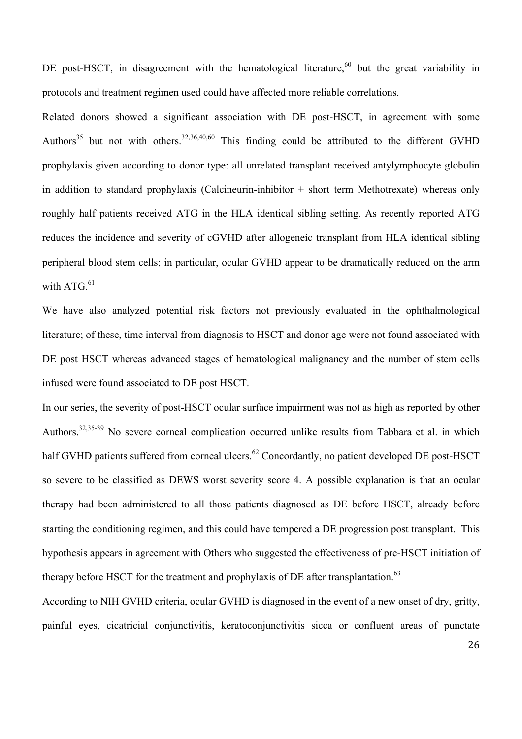DE post-HSCT, in disagreement with the hematological literature,[60] but the great variability in protocols and treatment regimen used could have affected more reliable correlations.

Related donors showed a significant association with DE post-HSCT, in agreement with some Authors[35] but not with others.[32,36,40,60] This finding could be attributed to the different GVHD prophylaxis given according to donor type: all unrelated transplant received antylymphocyte globulin in addition to standard prophylaxis (Calcineurin-inhibitor + short term Methotrexate) whereas only roughly half patients received ATG in the HLA identical sibling setting. As recently reported ATG reduces the incidence and severity of cGVHD after allogeneic transplant from HLA identical sibling peripheral blood stem cells; in particular, ocular GVHD appear to be dramatically reduced on the arm with ATG.[61]

We have also analyzed potential risk factors not previously evaluated in the ophthalmological literature; of these, time interval from diagnosis to HSCT and donor age were not found associated with DE post HSCT whereas advanced stages of hematological malignancy and the number of stem cells infused were found associated to DE post HSCT.

In our series, the severity of post-HSCT ocular surface impairment was not as high as reported by other Authors.[32,35-39] No severe corneal complication occurred unlike results from Tabbara et al. in which half GVHD patients suffered from corneal ulcers.[62] Concordantly, no patient developed DE post-HSCT so severe to be classified as DEWS worst severity score 4. A possible explanation is that an ocular therapy had been administered to all those patients diagnosed as DE before HSCT, already before starting the conditioning regimen, and this could have tempered a DE progression post transplant. This hypothesis appears in agreement with Others who suggested the effectiveness of pre-HSCT initiation of therapy before HSCT for the treatment and prophylaxis of DE after transplantation.[63]

According to NIH GVHD criteria, ocular GVHD is diagnosed in the event of a new onset of dry, gritty, painful eyes, cicatricial conjunctivitis, keratoconjunctivitis sicca or confluent areas of punctate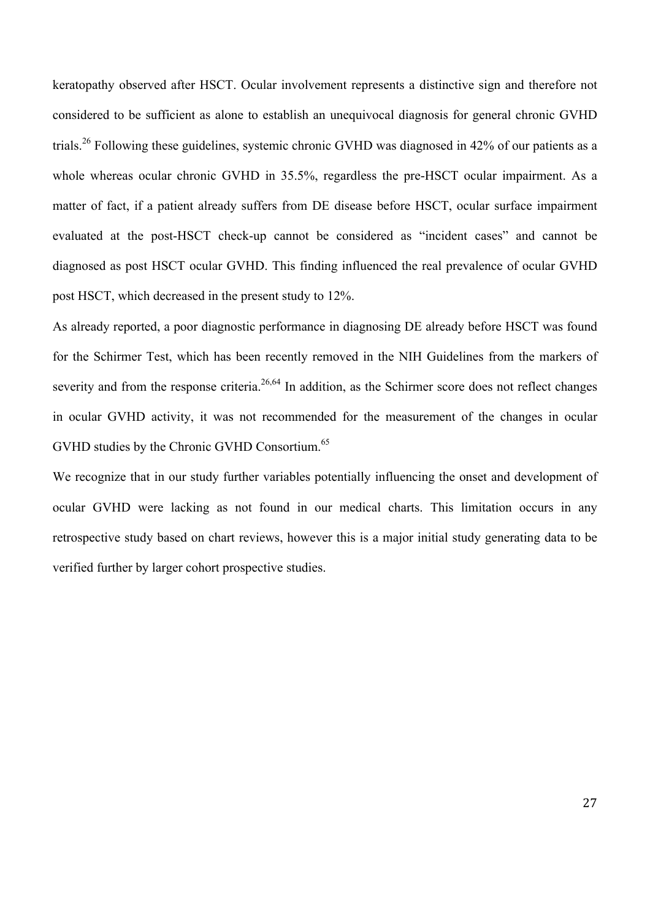keratopathy observed after HSCT. Ocular involvement represents a distinctive sign and therefore not considered to be sufficient as alone to establish an unequivocal diagnosis for general chronic GVHD trials.[26] Following these guidelines, systemic chronic GVHD was diagnosed in 42% of our patients as a whole whereas ocular chronic GVHD in 35.5%, regardless the pre-HSCT ocular impairment. As a matter of fact, if a patient already suffers from DE disease before HSCT, ocular surface impairment evaluated at the post-HSCT check-up cannot be considered as "incident cases" and cannot be diagnosed as post HSCT ocular GVHD. This finding influenced the real prevalence of ocular GVHD post HSCT, which decreased in the present study to 12%.

As already reported, a poor diagnostic performance in diagnosing DE already before HSCT was found for the Schirmer Test, which has been recently removed in the NIH Guidelines from the markers of severity and from the response criteria.[26,64] In addition, as the Schirmer score does not reflect changes in ocular GVHD activity, it was not recommended for the measurement of the changes in ocular GVHD studies by the Chronic GVHD Consortium.[65]

We recognize that in our study further variables potentially influencing the onset and development of ocular GVHD were lacking as not found in our medical charts. This limitation occurs in any retrospective study based on chart reviews, however this is a major initial study generating data to be verified further by larger cohort prospective studies.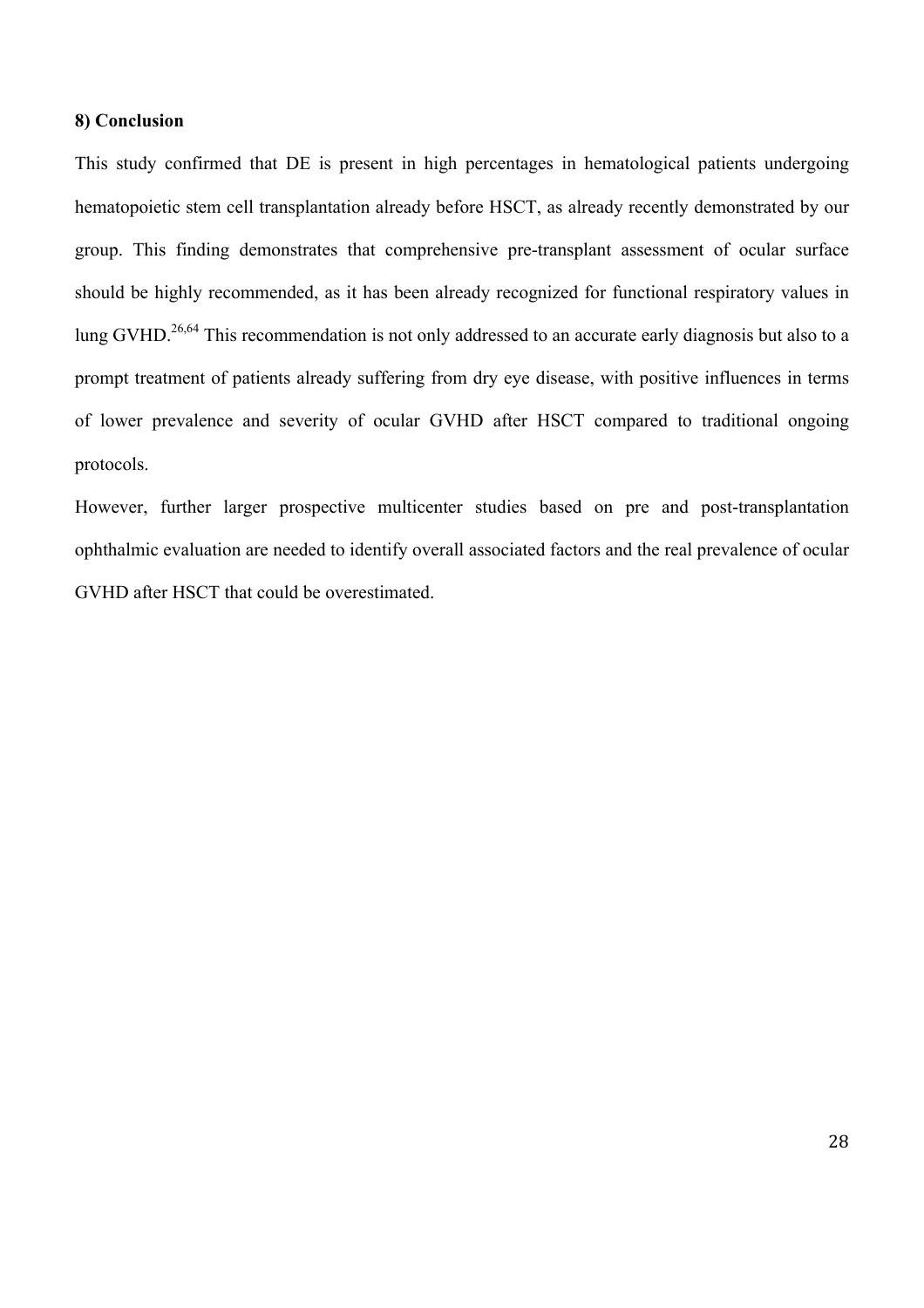**8) Conclusion**

This study confirmed that DE is present in high percentages in hematological patients undergoing hematopoietic stem cell transplantation already before HSCT, as already recently demonstrated by our group. This finding demonstrates that comprehensive pre-transplant assessment of ocular surface should be highly recommended, as it has been already recognized for functional respiratory values in lung GVHD.[26,64] This recommendation is not only addressed to an accurate early diagnosis but also to a prompt treatment of patients already suffering from dry eye disease, with positive influences in terms of lower prevalence and severity of ocular GVHD after HSCT compared to traditional ongoing protocols.

However, further larger prospective multicenter studies based on pre and post-transplantation ophthalmic evaluation are needed to identify overall associated factors and the real prevalence of ocular GVHD after HSCT that could be overestimated.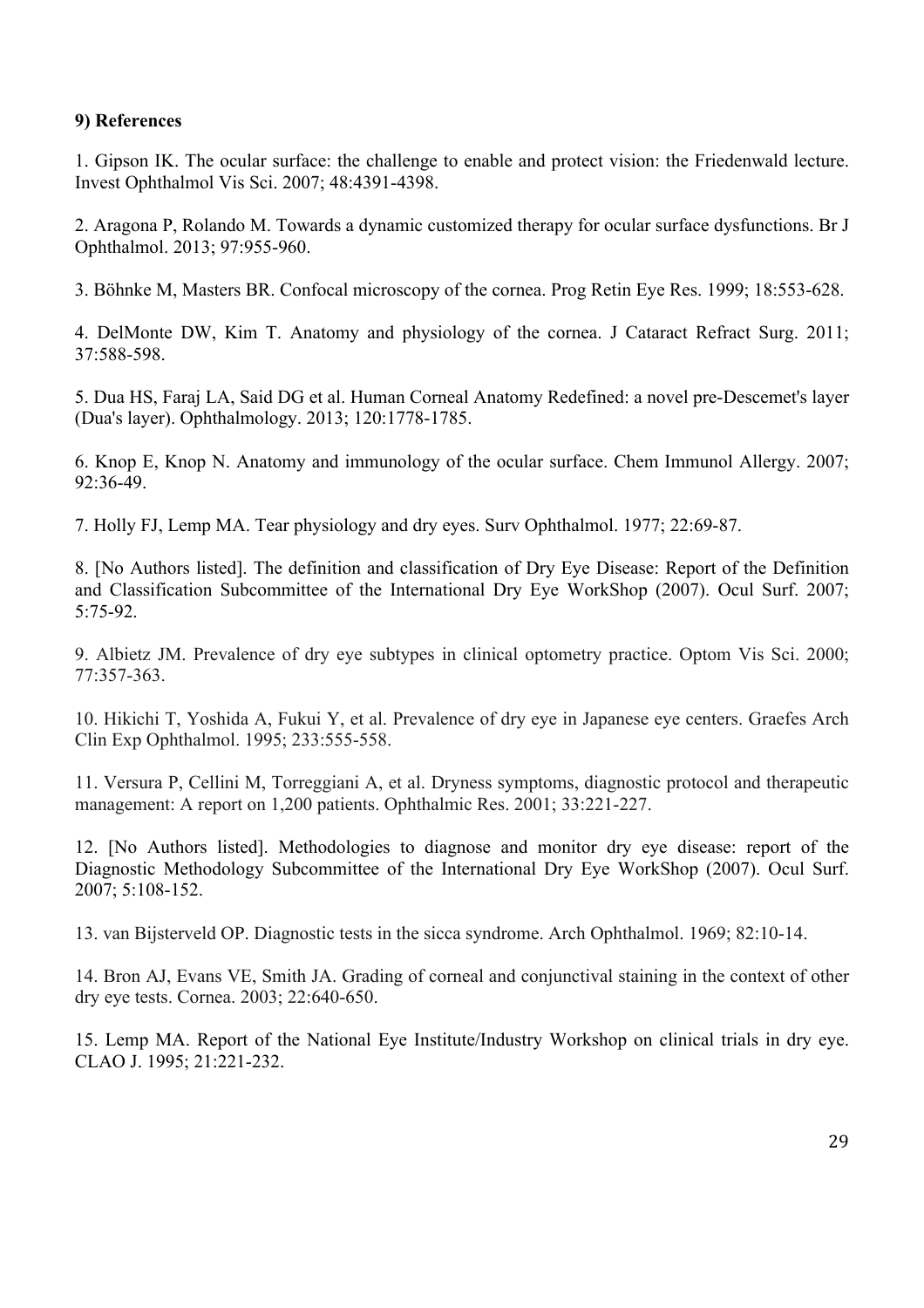**9) References**

1. Gipson IK. The ocular surface: the challenge to enable and protect vision: the Friedenwald lecture. Invest Ophthalmol Vis Sci. 2007; 48:4391-4398.

2. Aragona P, Rolando M. Towards a dynamic customized therapy for ocular surface dysfunctions. Br J Ophthalmol. 2013; 97:955-960.

3. Böhnke M, Masters BR. Confocal microscopy of the cornea. Prog Retin Eye Res. 1999; 18:553-628.

4. DelMonte DW, Kim T. Anatomy and physiology of the cornea. J Cataract Refract Surg. 2011; 37:588-598.

5. Dua HS, Faraj LA, Said DG et al. Human Corneal Anatomy Redefined: a novel pre-Descemet's layer (Dua's layer). Ophthalmology. 2013; 120:1778-1785.

6. Knop E, Knop N. Anatomy and immunology of the ocular surface. Chem Immunol Allergy. 2007; 92:36-49.

7. Holly FJ, Lemp MA. Tear physiology and dry eyes. Surv Ophthalmol. 1977; 22:69-87.

8. [No Authors listed]. The definition and classification of Dry Eye Disease: Report of the Definition and Classification Subcommittee of the International Dry Eye WorkShop (2007). Ocul Surf. 2007; 5:75-92.

9. Albietz JM. Prevalence of dry eye subtypes in clinical optometry practice. Optom Vis Sci. 2000; 77:357-363.

10. Hikichi T, Yoshida A, Fukui Y, et al. Prevalence of dry eye in Japanese eye centers. Graefes Arch Clin Exp Ophthalmol. 1995; 233:555-558.

11. Versura P, Cellini M, Torreggiani A, et al. Dryness symptoms, diagnostic protocol and therapeutic management: A report on 1,200 patients. Ophthalmic Res. 2001; 33:221-227.

12. [No Authors listed]. Methodologies to diagnose and monitor dry eye disease: report of the Diagnostic Methodology Subcommittee of the International Dry Eye WorkShop (2007). Ocul Surf. 2007; 5:108-152.

13. van Bijsterveld OP. Diagnostic tests in the sicca syndrome. Arch Ophthalmol. 1969; 82:10-14.

14. Bron AJ, Evans VE, Smith JA. Grading of corneal and conjunctival staining in the context of other dry eye tests. Cornea. 2003; 22:640-650.

15. Lemp MA. Report of the National Eye Institute/Industry Workshop on clinical trials in dry eye. CLAO J. 1995; 21:221-232.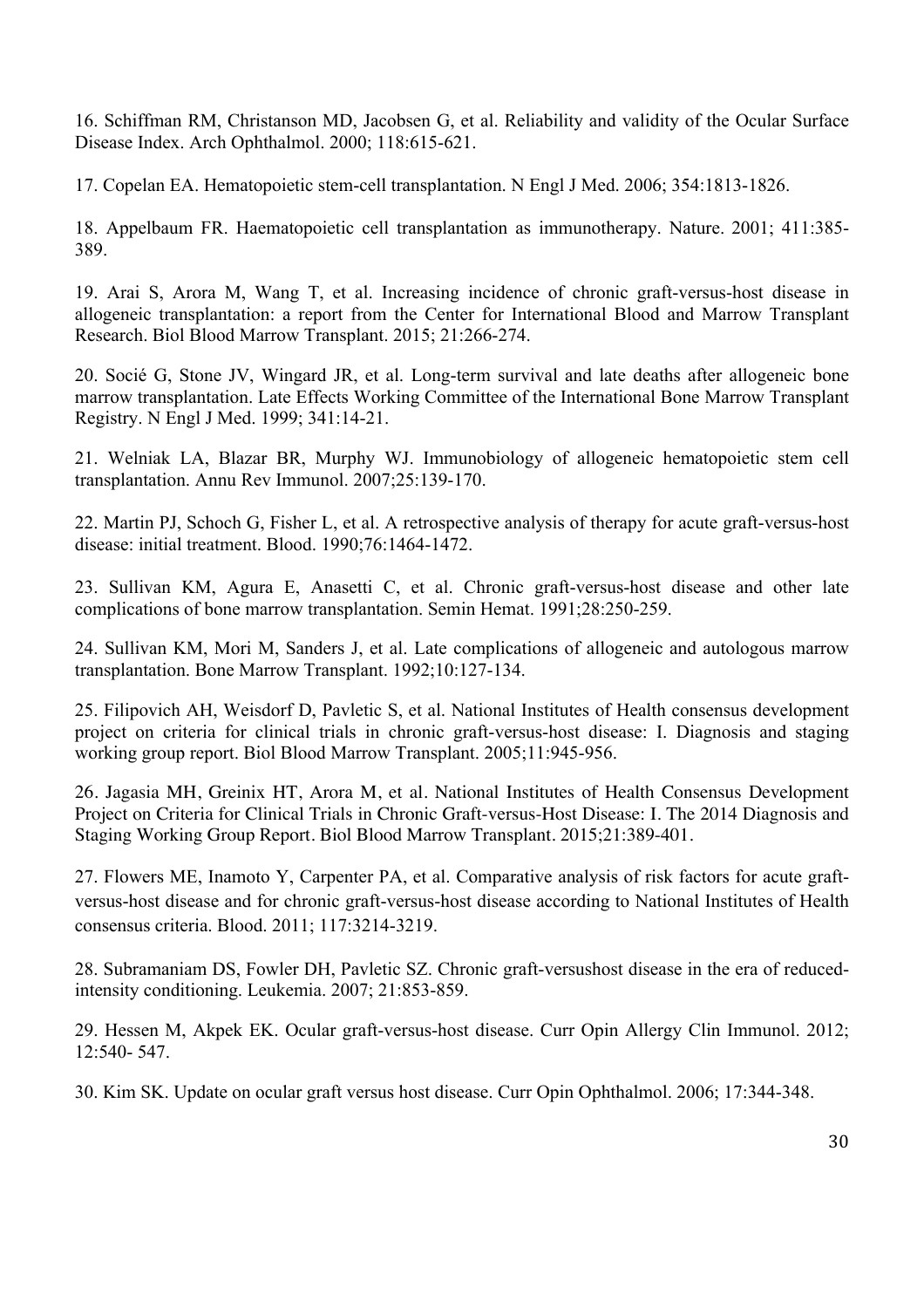16. Schiffman RM, Christanson MD, Jacobsen G, et al. Reliability and validity of the Ocular Surface Disease Index. Arch Ophthalmol. 2000; 118:615-621.

17. Copelan EA. Hematopoietic stem-cell transplantation. N Engl J Med. 2006; 354:1813-1826.

18. Appelbaum FR. Haematopoietic cell transplantation as immunotherapy. Nature. 2001; 411:385-389.

19. Arai S, Arora M, Wang T, et al. Increasing incidence of chronic graft-versus-host disease in allogeneic transplantation: a report from the Center for International Blood and Marrow Transplant Research. Biol Blood Marrow Transplant. 2015; 21:266-274.

20. Socié G, Stone JV, Wingard JR, et al. Long-term survival and late deaths after allogeneic bone marrow transplantation. Late Effects Working Committee of the International Bone Marrow Transplant Registry. N Engl J Med. 1999; 341:14-21.

21. Welniak LA, Blazar BR, Murphy WJ. Immunobiology of allogeneic hematopoietic stem cell transplantation. Annu Rev Immunol. 2007;25:139-170.

22. Martin PJ, Schoch G, Fisher L, et al. A retrospective analysis of therapy for acute graft-versus-host disease: initial treatment. Blood. 1990;76:1464-1472.

23. Sullivan KM, Agura E, Anasetti C, et al. Chronic graft-versus-host disease and other late complications of bone marrow transplantation. Semin Hemat. 1991;28:250-259.

24. Sullivan KM, Mori M, Sanders J, et al. Late complications of allogeneic and autologous marrow transplantation. Bone Marrow Transplant. 1992;10:127-134.

25. Filipovich AH, Weisdorf D, Pavletic S, et al. National Institutes of Health consensus development project on criteria for clinical trials in chronic graft-versus-host disease: I. Diagnosis and staging working group report. Biol Blood Marrow Transplant. 2005;11:945-956.

26. Jagasia MH, Greinix HT, Arora M, et al. National Institutes of Health Consensus Development Project on Criteria for Clinical Trials in Chronic Graft-versus-Host Disease: I. The 2014 Diagnosis and Staging Working Group Report. Biol Blood Marrow Transplant. 2015;21:389-401.

27. Flowers ME, Inamoto Y, Carpenter PA, et al. Comparative analysis of risk factors for acute graft-versus-host disease and for chronic graft-versus-host disease according to National Institutes of Health consensus criteria. Blood. 2011; 117:3214-3219.

28. Subramaniam DS, Fowler DH, Pavletic SZ. Chronic graft-versushost disease in the era of reduced-intensity conditioning. Leukemia. 2007; 21:853-859.

29. Hessen M, Akpek EK. Ocular graft-versus-host disease. Curr Opin Allergy Clin Immunol. 2012; 12:540- 547.

30. Kim SK. Update on ocular graft versus host disease. Curr Opin Ophthalmol. 2006; 17:344-348.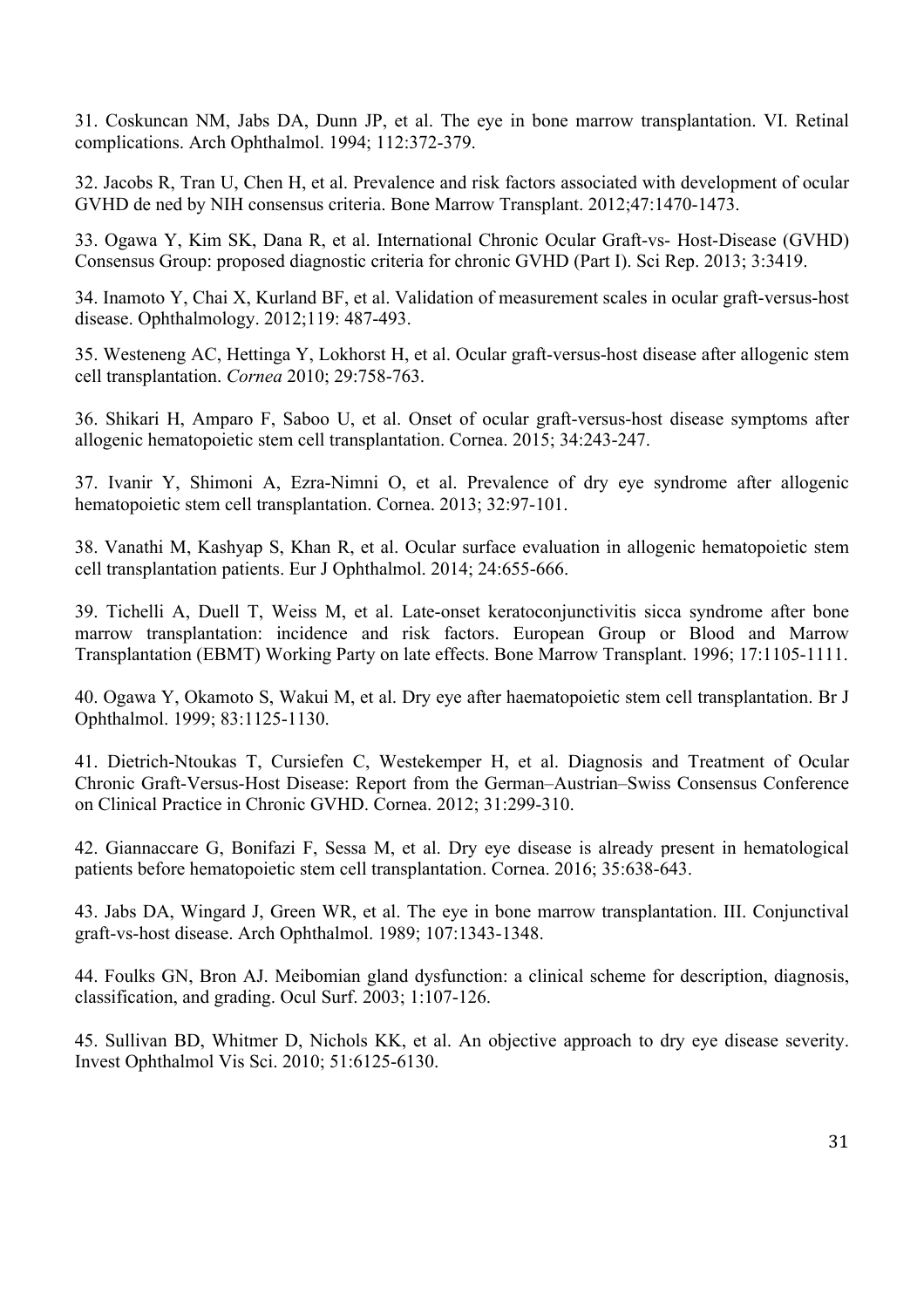31. Coskuncan NM, Jabs DA, Dunn JP, et al. The eye in bone marrow transplantation. VI. Retinal complications. Arch Ophthalmol. 1994; 112:372-379.

32. Jacobs R, Tran U, Chen H, et al. Prevalence and risk factors associated with development of ocular GVHD de ned by NIH consensus criteria. Bone Marrow Transplant. 2012;47:1470-1473.

33. Ogawa Y, Kim SK, Dana R, et al. International Chronic Ocular Graft-vs- Host-Disease (GVHD) Consensus Group: proposed diagnostic criteria for chronic GVHD (Part I). Sci Rep. 2013; 3:3419.

34. Inamoto Y, Chai X, Kurland BF, et al. Validation of measurement scales in ocular graft-versus-host disease. Ophthalmology. 2012;119: 487-493.

35. Westeneng AC, Hettinga Y, Lokhorst H, et al. Ocular graft-versus-host disease after allogenic stem cell transplantation. *Cornea* 2010; 29:758-763.

36. Shikari H, Amparo F, Saboo U, et al. Onset of ocular graft-versus-host disease symptoms after allogenic hematopoietic stem cell transplantation. Cornea. 2015; 34:243-247.

37. Ivanir Y, Shimoni A, Ezra-Nimni O, et al. Prevalence of dry eye syndrome after allogenic hematopoietic stem cell transplantation. Cornea. 2013; 32:97-101.

38. Vanathi M, Kashyap S, Khan R, et al. Ocular surface evaluation in allogenic hematopoietic stem cell transplantation patients. Eur J Ophthalmol. 2014; 24:655-666.

39. Tichelli A, Duell T, Weiss M, et al. Late-onset keratoconjunctivitis sicca syndrome after bone marrow transplantation: incidence and risk factors. European Group or Blood and Marrow Transplantation (EBMT) Working Party on late effects. Bone Marrow Transplant. 1996; 17:1105-1111.

40. Ogawa Y, Okamoto S, Wakui M, et al. Dry eye after haematopoietic stem cell transplantation. Br J Ophthalmol. 1999; 83:1125-1130.

41. Dietrich-Ntoukas T, Cursiefen C, Westekemper H, et al. Diagnosis and Treatment of Ocular Chronic Graft-Versus-Host Disease: Report from the German–Austrian–Swiss Consensus Conference on Clinical Practice in Chronic GVHD. Cornea. 2012; 31:299-310.

42. Giannaccare G, Bonifazi F, Sessa M, et al. Dry eye disease is already present in hematological patients before hematopoietic stem cell transplantation. Cornea. 2016; 35:638-643.

43. Jabs DA, Wingard J, Green WR, et al. The eye in bone marrow transplantation. III. Conjunctival graft-vs-host disease. Arch Ophthalmol. 1989; 107:1343-1348.

44. Foulks GN, Bron AJ. Meibomian gland dysfunction: a clinical scheme for description, diagnosis, classification, and grading. Ocul Surf. 2003; 1:107-126.

45. Sullivan BD, Whitmer D, Nichols KK, et al. An objective approach to dry eye disease severity. Invest Ophthalmol Vis Sci. 2010; 51:6125-6130.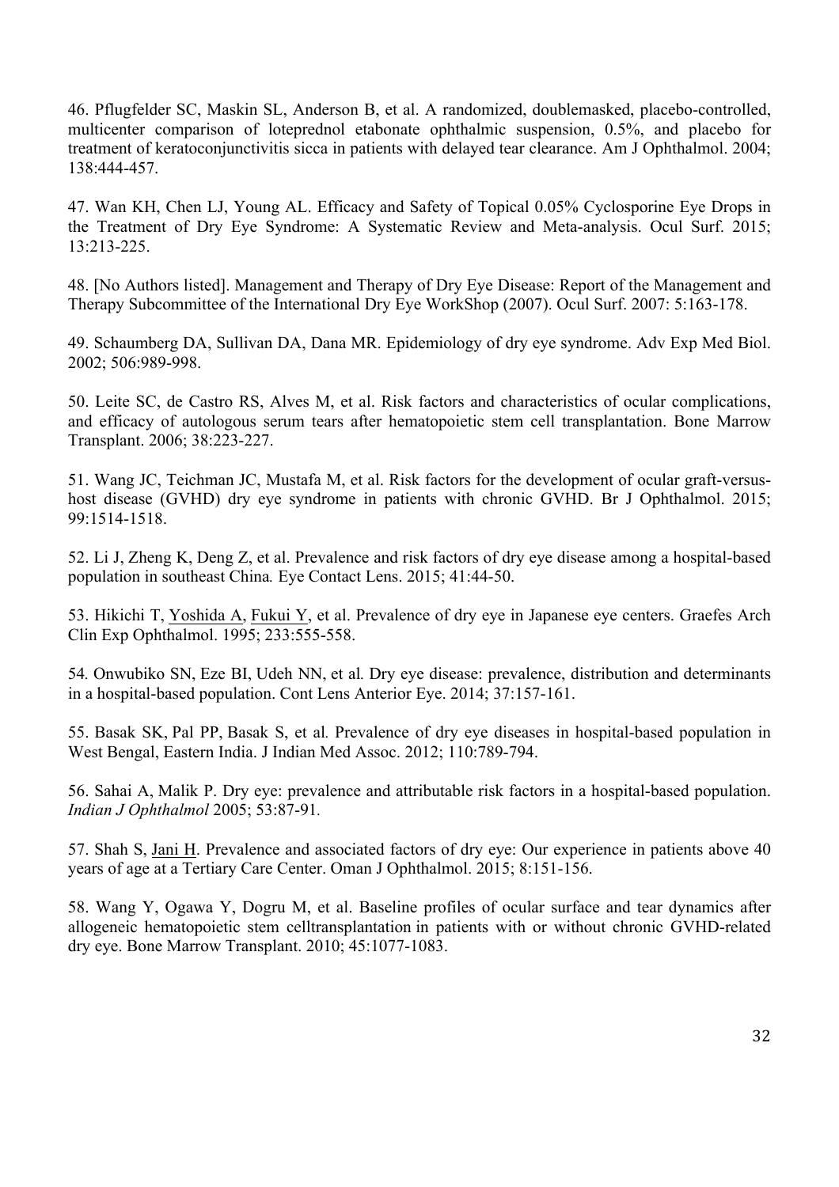46. Pflugfelder SC, Maskin SL, Anderson B, et al. A randomized, doublemasked, placebo-controlled, multicenter comparison of loteprednol etabonate ophthalmic suspension, 0.5%, and placebo for treatment of keratoconjunctivitis sicca in patients with delayed tear clearance. Am J Ophthalmol. 2004; 138:444-457.

47. Wan KH, Chen LJ, Young AL. Efficacy and Safety of Topical 0.05% Cyclosporine Eye Drops in the Treatment of Dry Eye Syndrome: A Systematic Review and Meta-analysis. Ocul Surf. 2015; 13:213-225.

48. [No Authors listed]. Management and Therapy of Dry Eye Disease: Report of the Management and Therapy Subcommittee of the International Dry Eye WorkShop (2007). Ocul Surf. 2007: 5:163-178.

49. Schaumberg DA, Sullivan DA, Dana MR. Epidemiology of dry eye syndrome. Adv Exp Med Biol. 2002; 506:989-998.

50. Leite SC, de Castro RS, Alves M, et al. Risk factors and characteristics of ocular complications, and efficacy of autologous serum tears after hematopoietic stem cell transplantation. Bone Marrow Transplant. 2006; 38:223-227.

51. Wang JC, Teichman JC, Mustafa M, et al. Risk factors for the development of ocular graft-versus-host disease (GVHD) dry eye syndrome in patients with chronic GVHD. Br J Ophthalmol. 2015; 99:1514-1518.

52. Li J, Zheng K, Deng Z, et al. Prevalence and risk factors of dry eye disease among a hospital-based population in southeast China*.* Eye Contact Lens. 2015; 41:44-50.

53. Hikichi T, Yoshida A, Fukui Y, et al. Prevalence of dry eye in Japanese eye centers. Graefes Arch Clin Exp Ophthalmol. 1995; 233:555-558.

54*.* Onwubiko SN, Eze BI, Udeh NN, et al*.* Dry eye disease: prevalence, distribution and determinants in a hospital-based population. Cont Lens Anterior Eye. 2014; 37:157-161.

55. Basak SK, Pal PP, Basak S, et al*.* Prevalence of dry eye diseases in hospital-based population in West Bengal, Eastern India. J Indian Med Assoc. 2012; 110:789-794.

56. Sahai A, Malik P. Dry eye: prevalence and attributable risk factors in a hospital-based population. *Indian J Ophthalmol* 2005; 53:87-91*.*

57. Shah S, Jani H. Prevalence and associated factors of dry eye: Our experience in patients above 40 years of age at a Tertiary Care Center. Oman J Ophthalmol. 2015; 8:151-156.

58. Wang Y, Ogawa Y, Dogru M, et al. Baseline profiles of ocular surface and tear dynamics after allogeneic hematopoietic stem celltransplantation in patients with or without chronic GVHD-related dry eye. Bone Marrow Transplant. 2010; 45:1077-1083.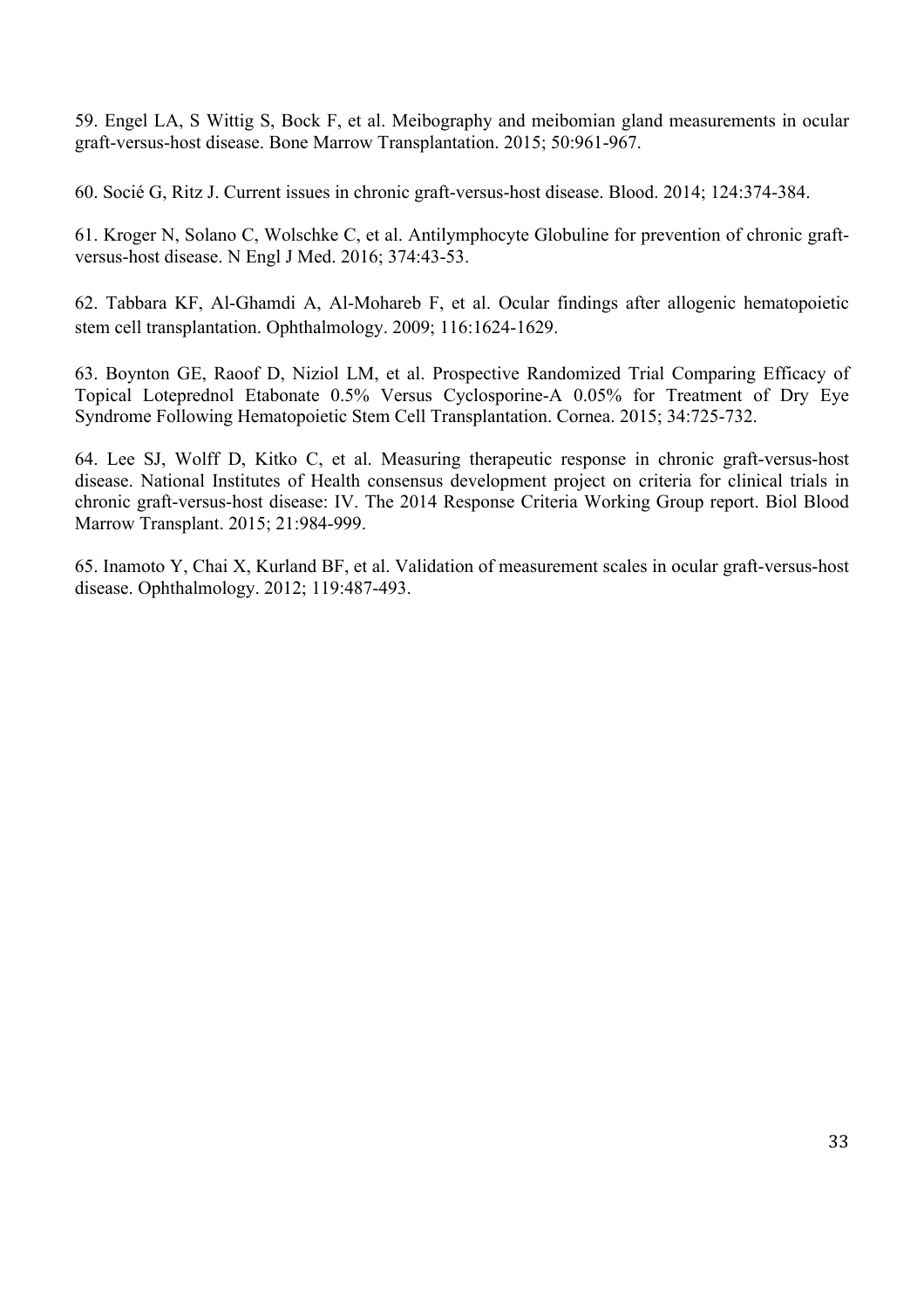59. Engel LA, S Wittig S, Bock F, et al. Meibography and meibomian gland measurements in ocular graft-versus-host disease. Bone Marrow Transplantation. 2015; 50:961-967.

60. Socié G, Ritz J. Current issues in chronic graft-versus-host disease. Blood. 2014; 124:374-384.

61. Kroger N, Solano C, Wolschke C, et al. Antilymphocyte Globuline for prevention of chronic graft-versus-host disease. N Engl J Med. 2016; 374:43-53.

62. Tabbara KF, Al-Ghamdi A, Al-Mohareb F, et al. Ocular findings after allogenic hematopoietic stem cell transplantation. Ophthalmology. 2009; 116:1624-1629.

63. Boynton GE, Raoof D, Niziol LM, et al. Prospective Randomized Trial Comparing Efficacy of Topical Loteprednol Etabonate 0.5% Versus Cyclosporine-A 0.05% for Treatment of Dry Eye Syndrome Following Hematopoietic Stem Cell Transplantation. Cornea. 2015; 34:725-732.

64. Lee SJ, Wolff D, Kitko C, et al. Measuring therapeutic response in chronic graft-versus-host disease. National Institutes of Health consensus development project on criteria for clinical trials in chronic graft-versus-host disease: IV. The 2014 Response Criteria Working Group report. Biol Blood Marrow Transplant. 2015; 21:984-999.

65. Inamoto Y, Chai X, Kurland BF, et al. Validation of measurement scales in ocular graft-versus-host disease. Ophthalmology. 2012; 119:487-493.